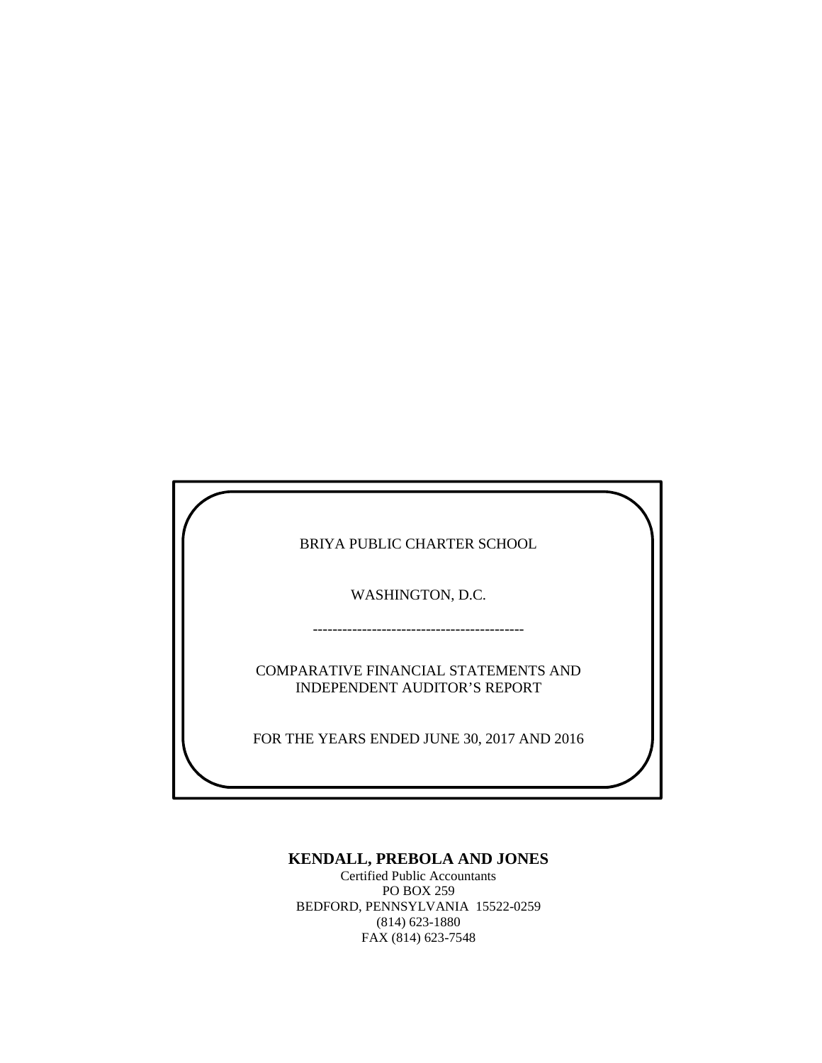BRIYA PUBLIC CHARTER SCHOOL

WASHINGTON, D.C.

-------------------------------------------

COMPARATIVE FINANCIAL STATEMENTS AND
INDEPENDENT AUDITOR'S REPORT

FOR THE YEARS ENDED JUNE 30, 2017 AND 2016

**KENDALL, PREBOLA AND JONES**

Certified Public Accountants
PO BOX 259
BEDFORD, PENNSYLVANIA 15522-0259
(814) 623-1880
FAX (814) 623-7548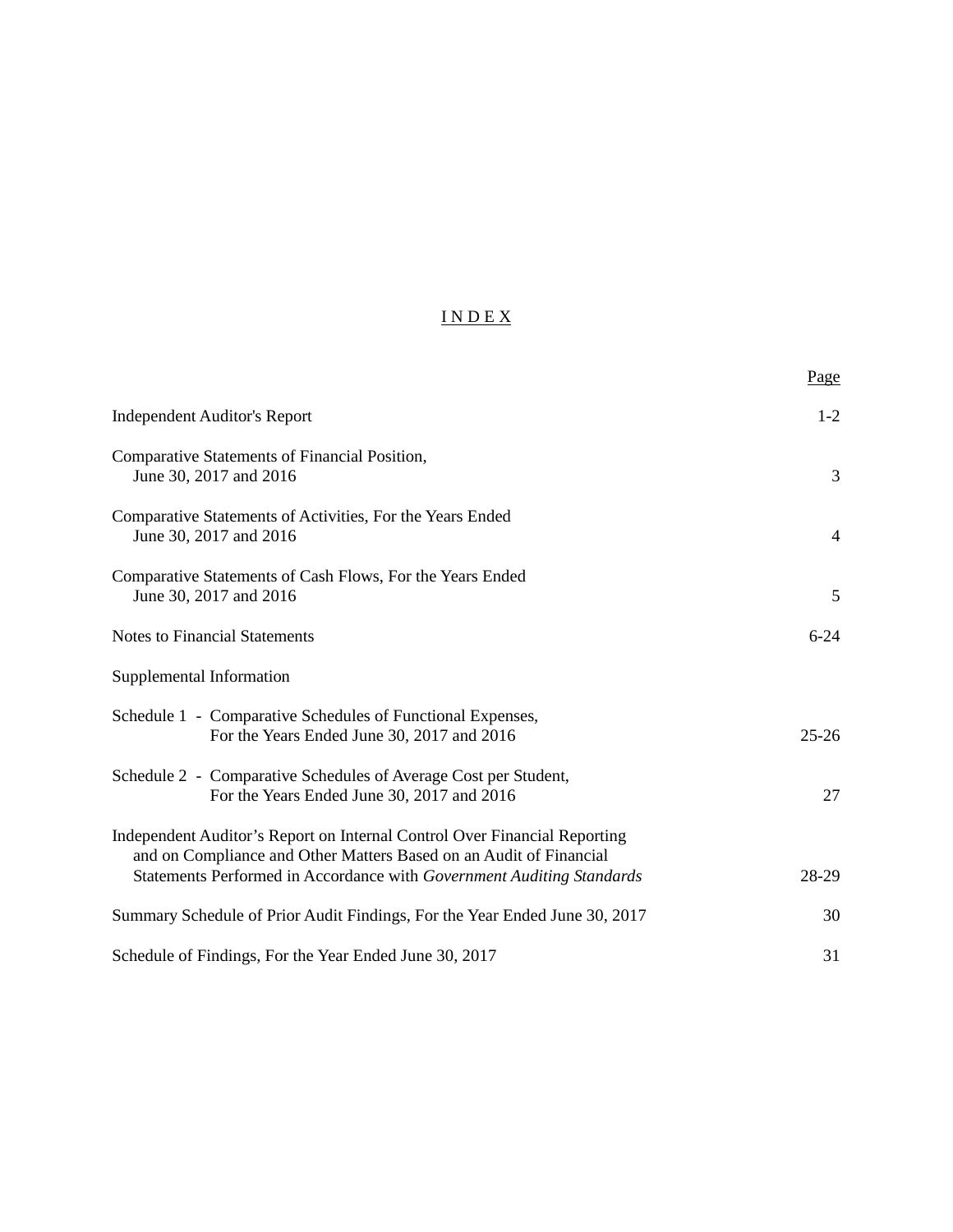# INDEX

| | Page |
|---|---|
| Independent Auditor's Report | 1-2 |
| Comparative Statements of Financial Position, June 30, 2017 and 2016 | 3 |
| Comparative Statements of Activities, For the Years Ended June 30, 2017 and 2016 | 4 |
| Comparative Statements of Cash Flows, For the Years Ended June 30, 2017 and 2016 | 5 |
| Notes to Financial Statements | 6-24 |
| Supplemental Information | |
| Schedule 1 - Comparative Schedules of Functional Expenses, For the Years Ended June 30, 2017 and 2016 | 25-26 |
| Schedule 2 - Comparative Schedules of Average Cost per Student, For the Years Ended June 30, 2017 and 2016 | 27 |
| Independent Auditor's Report on Internal Control Over Financial Reporting and on Compliance and Other Matters Based on an Audit of Financial Statements Performed in Accordance with *Government Auditing Standards* | 28-29 |
| Summary Schedule of Prior Audit Findings, For the Year Ended June 30, 2017 | 30 |
| Schedule of Findings, For the Year Ended June 30, 2017 | 31 |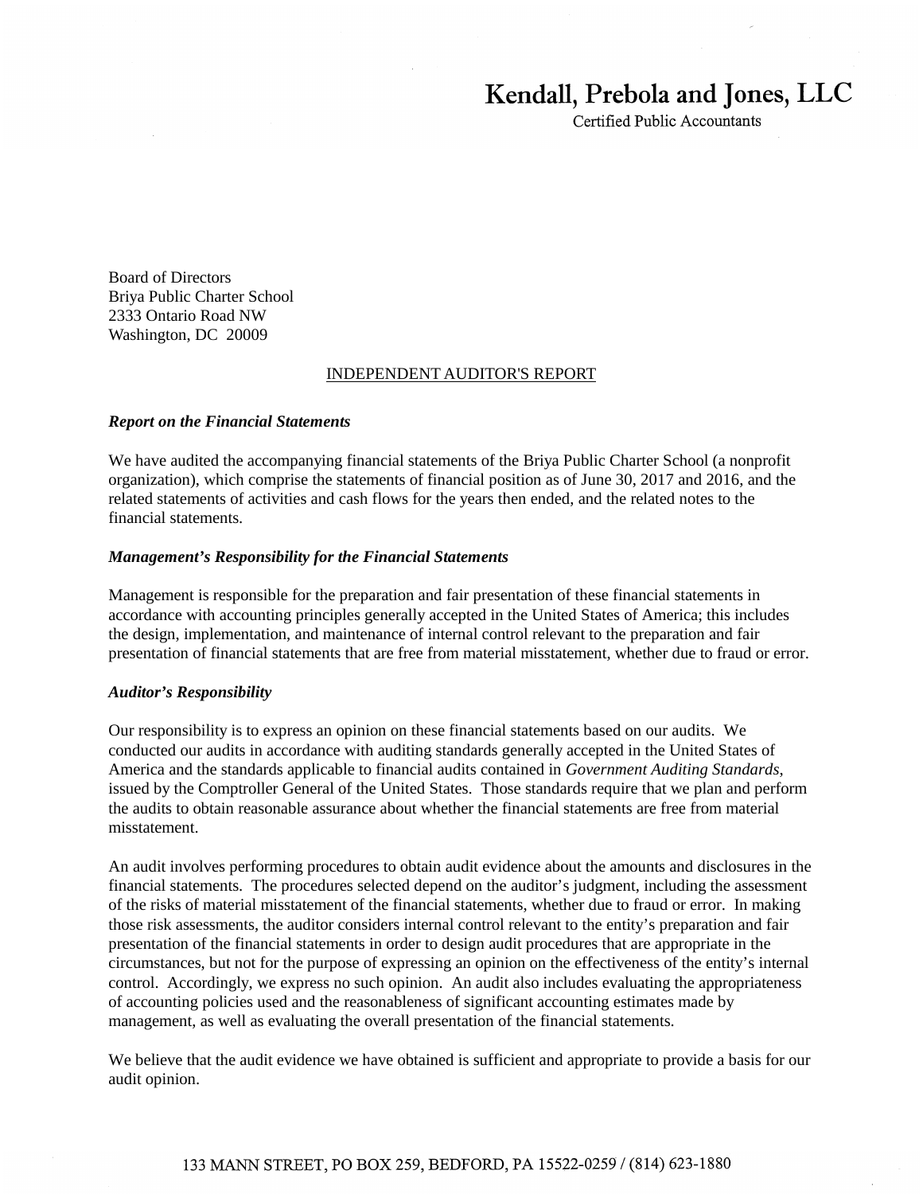Kendall, Prebola and Jones, LLC

Certified Public Accountants

Board of Directors
Briya Public Charter School
2333 Ontario Road NW
Washington, DC 20009

INDEPENDENT AUDITOR'S REPORT

***Report on the Financial Statements***

We have audited the accompanying financial statements of the Briya Public Charter School (a nonprofit organization), which comprise the statements of financial position as of June 30, 2017 and 2016, and the related statements of activities and cash flows for the years then ended, and the related notes to the financial statements.

***Management's Responsibility for the Financial Statements***

Management is responsible for the preparation and fair presentation of these financial statements in accordance with accounting principles generally accepted in the United States of America; this includes the design, implementation, and maintenance of internal control relevant to the preparation and fair presentation of financial statements that are free from material misstatement, whether due to fraud or error.

***Auditor's Responsibility***

Our responsibility is to express an opinion on these financial statements based on our audits. We conducted our audits in accordance with auditing standards generally accepted in the United States of America and the standards applicable to financial audits contained in *Government Auditing Standards*, issued by the Comptroller General of the United States. Those standards require that we plan and perform the audits to obtain reasonable assurance about whether the financial statements are free from material misstatement.

An audit involves performing procedures to obtain audit evidence about the amounts and disclosures in the financial statements. The procedures selected depend on the auditor's judgment, including the assessment of the risks of material misstatement of the financial statements, whether due to fraud or error. In making those risk assessments, the auditor considers internal control relevant to the entity's preparation and fair presentation of the financial statements in order to design audit procedures that are appropriate in the circumstances, but not for the purpose of expressing an opinion on the effectiveness of the entity's internal control. Accordingly, we express no such opinion. An audit also includes evaluating the appropriateness of accounting policies used and the reasonableness of significant accounting estimates made by management, as well as evaluating the overall presentation of the financial statements.

We believe that the audit evidence we have obtained is sufficient and appropriate to provide a basis for our audit opinion.

133 MANN STREET, PO BOX 259, BEDFORD, PA 15522-0259 / (814) 623-1880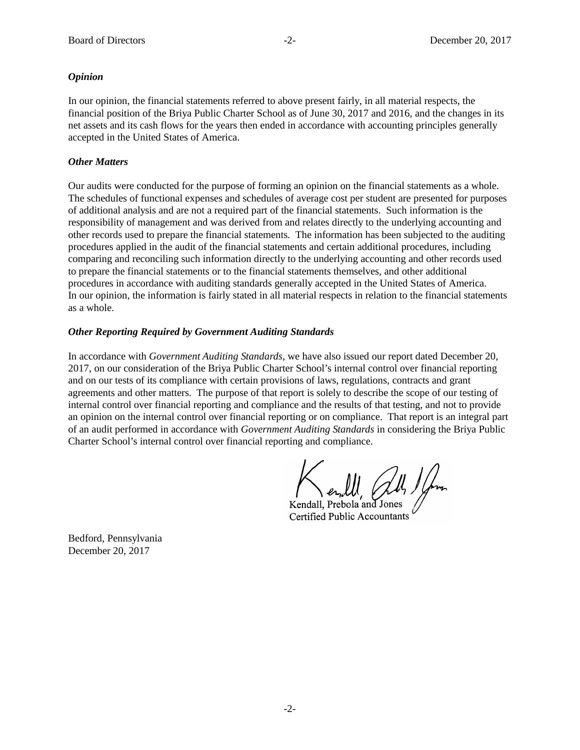***Opinion***

In our opinion, the financial statements referred to above present fairly, in all material respects, the financial position of the Briya Public Charter School as of June 30, 2017 and 2016, and the changes in its net assets and its cash flows for the years then ended in accordance with accounting principles generally accepted in the United States of America.

***Other Matters***

Our audits were conducted for the purpose of forming an opinion on the financial statements as a whole. The schedules of functional expenses and schedules of average cost per student are presented for purposes of additional analysis and are not a required part of the financial statements. Such information is the responsibility of management and was derived from and relates directly to the underlying accounting and other records used to prepare the financial statements. The information has been subjected to the auditing procedures applied in the audit of the financial statements and certain additional procedures, including comparing and reconciling such information directly to the underlying accounting and other records used to prepare the financial statements or to the financial statements themselves, and other additional procedures in accordance with auditing standards generally accepted in the United States of America. In our opinion, the information is fairly stated in all material respects in relation to the financial statements as a whole.

***Other Reporting Required by Government Auditing Standards***

In accordance with *Government Auditing Standards*, we have also issued our report dated December 20, 2017, on our consideration of the Briya Public Charter School's internal control over financial reporting and on our tests of its compliance with certain provisions of laws, regulations, contracts and grant agreements and other matters. The purpose of that report is solely to describe the scope of our testing of internal control over financial reporting and compliance and the results of that testing, and not to provide an opinion on the internal control over financial reporting or on compliance. That report is an integral part of an audit performed in accordance with *Government Auditing Standards* in considering the Briya Public Charter School's internal control over financial reporting and compliance.

Kendall, Prebola and Jones
Certified Public Accountants

Bedford, Pennsylvania
December 20, 2017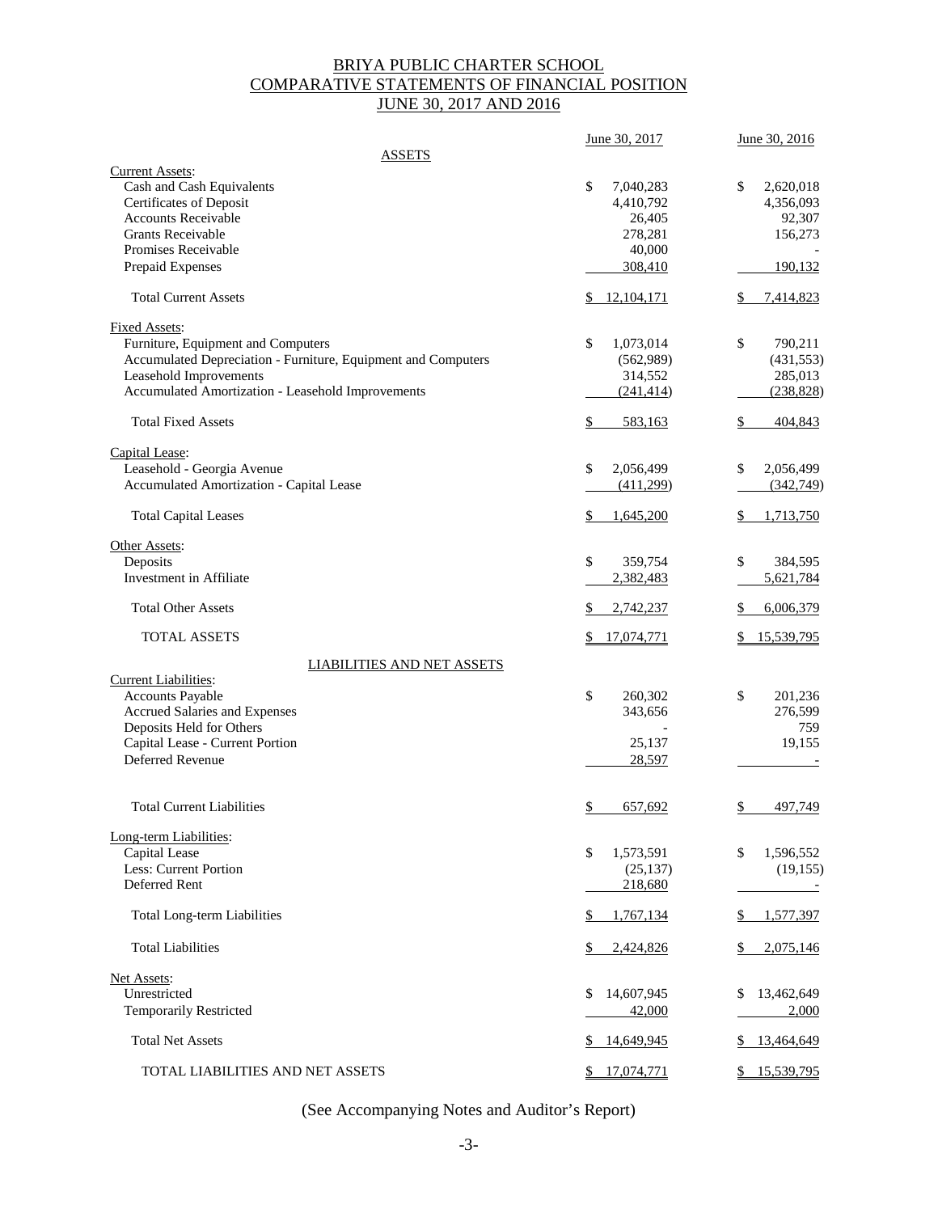# BRIYA PUBLIC CHARTER SCHOOL
## COMPARATIVE STATEMENTS OF FINANCIAL POSITION
## JUNE 30, 2017 AND 2016

| | June 30, 2017 | June 30, 2016 |
|---|---|---|
| **ASSETS** | | |
| Current Assets: | | |
| Cash and Cash Equivalents | $ 7,040,283 | $ 2,620,018 |
| Certificates of Deposit | 4,410,792 | 4,356,093 |
| Accounts Receivable | 26,405 | 92,307 |
| Grants Receivable | 278,281 | 156,273 |
| Promises Receivable | 40,000 | - |
| Prepaid Expenses | 308,410 | 190,132 |
| Total Current Assets | $ 12,104,171 | $ 7,414,823 |
| Fixed Assets: | | |
| Furniture, Equipment and Computers | $ 1,073,014 | $ 790,211 |
| Accumulated Depreciation - Furniture, Equipment and Computers | (562,989) | (431,553) |
| Leasehold Improvements | 314,552 | 285,013 |
| Accumulated Amortization - Leasehold Improvements | (241,414) | (238,828) |
| Total Fixed Assets | $ 583,163 | $ 404,843 |
| Capital Lease: | | |
| Leasehold - Georgia Avenue | $ 2,056,499 | $ 2,056,499 |
| Accumulated Amortization - Capital Lease | (411,299) | (342,749) |
| Total Capital Leases | $ 1,645,200 | $ 1,713,750 |
| Other Assets: | | |
| Deposits | $ 359,754 | $ 384,595 |
| Investment in Affiliate | 2,382,483 | 5,621,784 |
| Total Other Assets | $ 2,742,237 | $ 6,006,379 |
| TOTAL ASSETS | $ 17,074,771 | $ 15,539,795 |
| **LIABILITIES AND NET ASSETS** | | |
| Current Liabilities: | | |
| Accounts Payable | $ 260,302 | $ 201,236 |
| Accrued Salaries and Expenses | 343,656 | 276,599 |
| Deposits Held for Others | - | 759 |
| Capital Lease - Current Portion | 25,137 | 19,155 |
| Deferred Revenue | 28,597 | - |
| Total Current Liabilities | $ 657,692 | $ 497,749 |
| Long-term Liabilities: | | |
| Capital Lease | $ 1,573,591 | $ 1,596,552 |
| Less: Current Portion | (25,137) | (19,155) |
| Deferred Rent | 218,680 | - |
| Total Long-term Liabilities | $ 1,767,134 | $ 1,577,397 |
| Total Liabilities | $ 2,424,826 | $ 2,075,146 |
| Net Assets: | | |
| Unrestricted | $ 14,607,945 | $ 13,462,649 |
| Temporarily Restricted | 42,000 | 2,000 |
| Total Net Assets | $ 14,649,945 | $ 13,464,649 |
| TOTAL LIABILITIES AND NET ASSETS | $ 17,074,771 | $ 15,539,795 |

(See Accompanying Notes and Auditor's Report)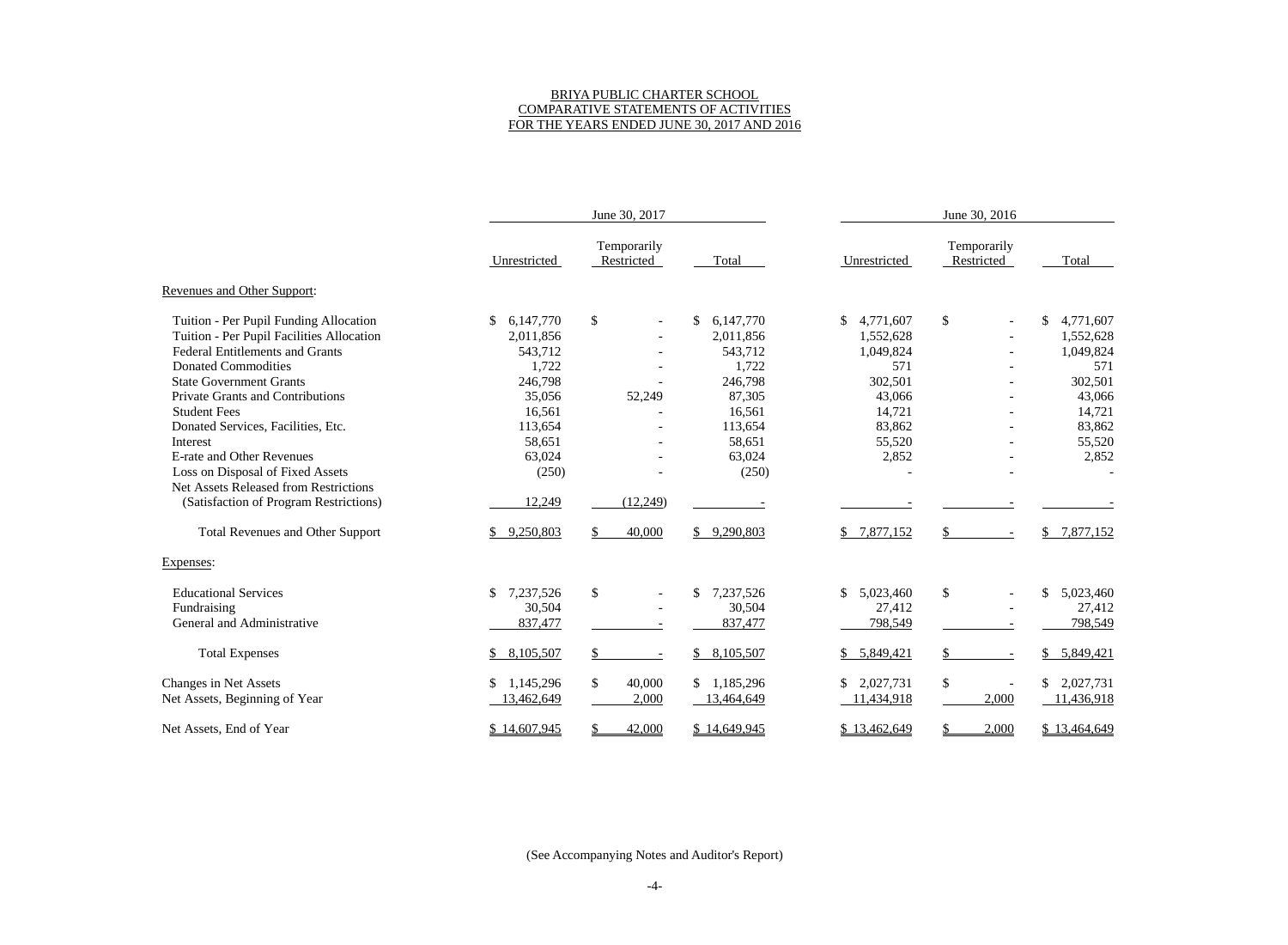# BRIYA PUBLIC CHARTER SCHOOL
## COMPARATIVE STATEMENTS OF ACTIVITIES
### FOR THE YEARS ENDED JUNE 30, 2017 AND 2016

| | June 30, 2017 | | | June 30, 2016 | | |
|---|---|---|---|---|---|---|
| | Unrestricted | Temporarily Restricted | Total | Unrestricted | Temporarily Restricted | Total |
| Revenues and Other Support: | | | | | | |
| Tuition - Per Pupil Funding Allocation | $ 6,147,770 | $ - | $ 6,147,770 | $ 4,771,607 | $ - | $ 4,771,607 |
| Tuition - Per Pupil Facilities Allocation | 2,011,856 | - | 2,011,856 | 1,552,628 | - | 1,552,628 |
| Federal Entitlements and Grants | 543,712 | - | 543,712 | 1,049,824 | - | 1,049,824 |
| Donated Commodities | 1,722 | - | 1,722 | 571 | - | 571 |
| State Government Grants | 246,798 | - | 246,798 | 302,501 | - | 302,501 |
| Private Grants and Contributions | 35,056 | 52,249 | 87,305 | 43,066 | - | 43,066 |
| Student Fees | 16,561 | - | 16,561 | 14,721 | - | 14,721 |
| Donated Services, Facilities, Etc. | 113,654 | - | 113,654 | 83,862 | - | 83,862 |
| Interest | 58,651 | - | 58,651 | 55,520 | - | 55,520 |
| E-rate and Other Revenues | 63,024 | - | 63,024 | 2,852 | - | 2,852 |
| Loss on Disposal of Fixed Assets | (250) | - | (250) | - | - | - |
| Net Assets Released from Restrictions (Satisfaction of Program Restrictions) | 12,249 | (12,249) | - | - | - | - |
| Total Revenues and Other Support | $ 9,250,803 | $ 40,000 | $ 9,290,803 | $ 7,877,152 | $ - | $ 7,877,152 |
| Expenses: | | | | | | |
| Educational Services | $ 7,237,526 | $ - | $ 7,237,526 | $ 5,023,460 | $ - | $ 5,023,460 |
| Fundraising | 30,504 | - | 30,504 | 27,412 | - | 27,412 |
| General and Administrative | 837,477 | - | 837,477 | 798,549 | - | 798,549 |
| Total Expenses | $ 8,105,507 | $ - | $ 8,105,507 | $ 5,849,421 | $ - | $ 5,849,421 |
| Changes in Net Assets | $ 1,145,296 | $ 40,000 | $ 1,185,296 | $ 2,027,731 | $ - | $ 2,027,731 |
| Net Assets, Beginning of Year | 13,462,649 | 2,000 | 13,464,649 | 11,434,918 | 2,000 | 11,436,918 |
| Net Assets, End of Year | $ 14,607,945 | $ 42,000 | $ 14,649,945 | $ 13,462,649 | $ 2,000 | $ 13,464,649 |

(See Accompanying Notes and Auditor's Report)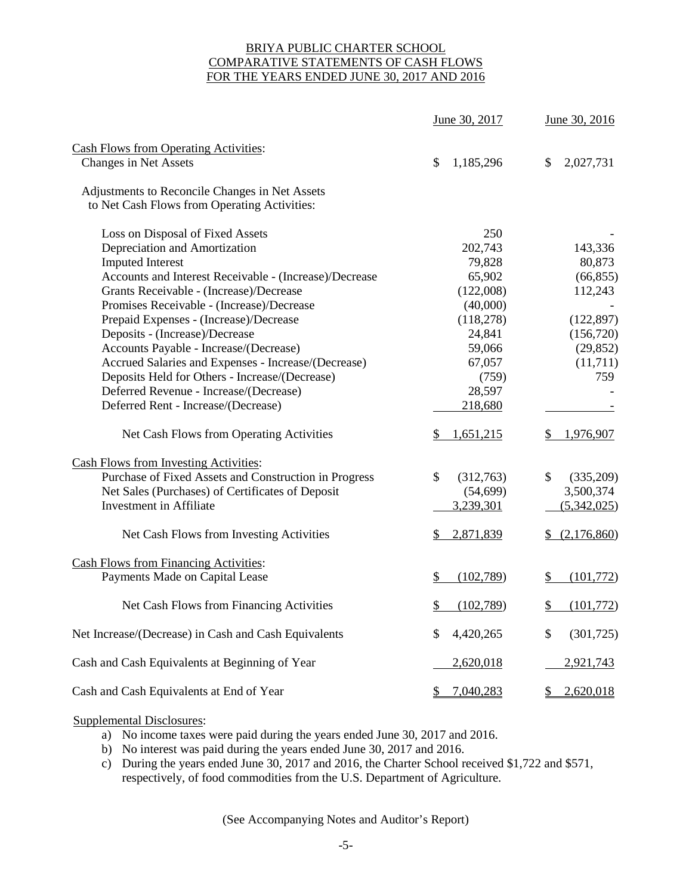# BRIYA PUBLIC CHARTER SCHOOL
## COMPARATIVE STATEMENTS OF CASH FLOWS
### FOR THE YEARS ENDED JUNE 30, 2017 AND 2016

| | June 30, 2017 | June 30, 2016 |
|---|---|---|
| **Cash Flows from Operating Activities:** | | |
| Changes in Net Assets | $ 1,185,296 | $ 2,027,731 |
| Adjustments to Reconcile Changes in Net Assets to Net Cash Flows from Operating Activities: | | |
| Loss on Disposal of Fixed Assets | 250 | - |
| Depreciation and Amortization | 202,743 | 143,336 |
| Imputed Interest | 79,828 | 80,873 |
| Accounts and Interest Receivable - (Increase)/Decrease | 65,902 | (66,855) |
| Grants Receivable - (Increase)/Decrease | (122,008) | 112,243 |
| Promises Receivable - (Increase)/Decrease | (40,000) | - |
| Prepaid Expenses - (Increase)/Decrease | (118,278) | (122,897) |
| Deposits - (Increase)/Decrease | 24,841 | (156,720) |
| Accounts Payable - Increase/(Decrease) | 59,066 | (29,852) |
| Accrued Salaries and Expenses - Increase/(Decrease) | 67,057 | (11,711) |
| Deposits Held for Others - Increase/(Decrease) | (759) | 759 |
| Deferred Revenue - Increase/(Decrease) | 28,597 | - |
| Deferred Rent - Increase/(Decrease) | 218,680 | - |
| Net Cash Flows from Operating Activities | $ 1,651,215 | $ 1,976,907 |
| **Cash Flows from Investing Activities:** | | |
| Purchase of Fixed Assets and Construction in Progress | $ (312,763) | $ (335,209) |
| Net Sales (Purchases) of Certificates of Deposit | (54,699) | 3,500,374 |
| Investment in Affiliate | 3,239,301 | (5,342,025) |
| Net Cash Flows from Investing Activities | $ 2,871,839 | $ (2,176,860) |
| **Cash Flows from Financing Activities:** | | |
| Payments Made on Capital Lease | $ (102,789) | $ (101,772) |
| Net Cash Flows from Financing Activities | $ (102,789) | $ (101,772) |
| Net Increase/(Decrease) in Cash and Cash Equivalents | $ 4,420,265 | $ (301,725) |
| Cash and Cash Equivalents at Beginning of Year | 2,620,018 | 2,921,743 |
| Cash and Cash Equivalents at End of Year | $ 7,040,283 | $ 2,620,018 |

Supplemental Disclosures:

a) No income taxes were paid during the years ended June 30, 2017 and 2016.
b) No interest was paid during the years ended June 30, 2017 and 2016.
c) During the years ended June 30, 2017 and 2016, the Charter School received $1,722 and $571, respectively, of food commodities from the U.S. Department of Agriculture.

(See Accompanying Notes and Auditor's Report)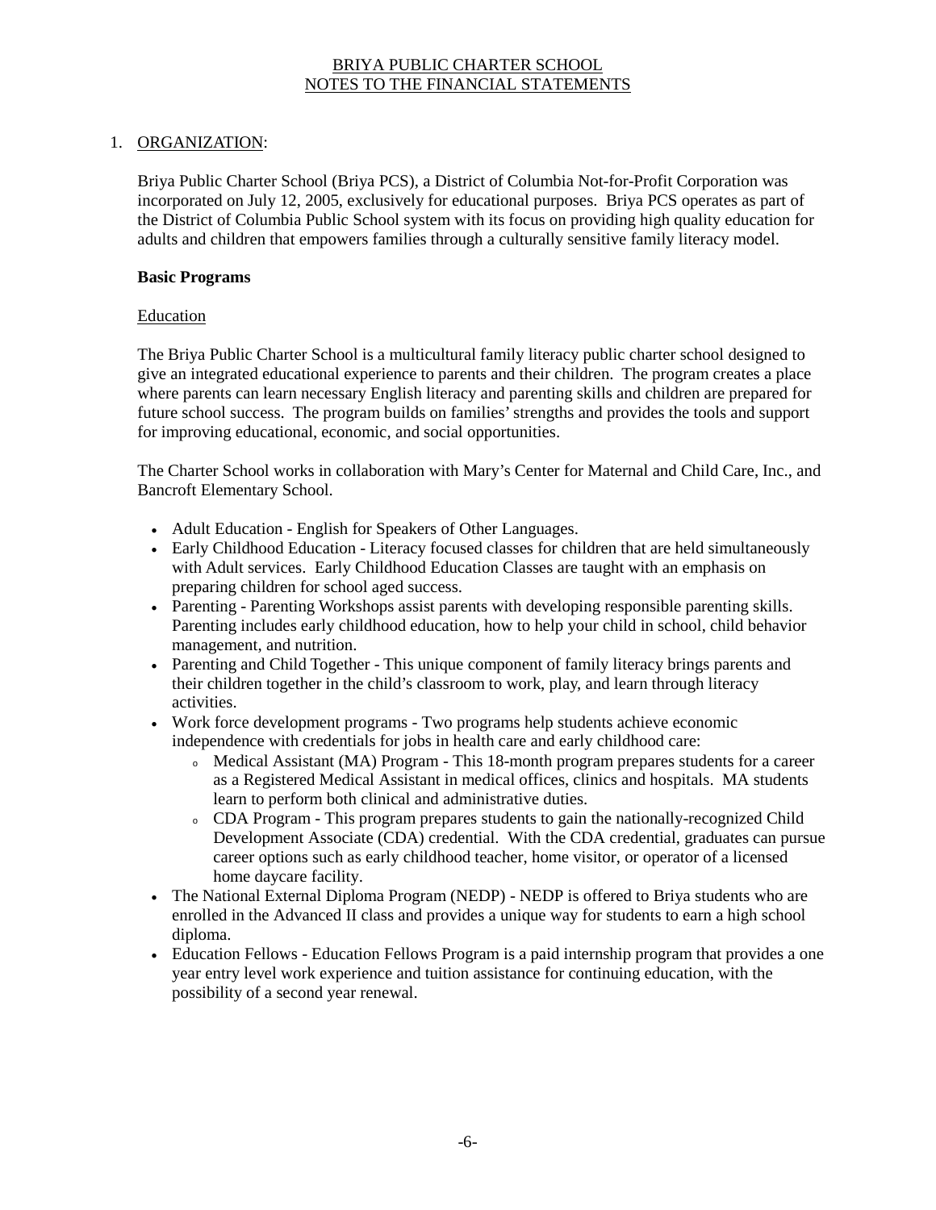# BRIYA PUBLIC CHARTER SCHOOL
## NOTES TO THE FINANCIAL STATEMENTS

1. ORGANIZATION:

Briya Public Charter School (Briya PCS), a District of Columbia Not-for-Profit Corporation was incorporated on July 12, 2005, exclusively for educational purposes. Briya PCS operates as part of the District of Columbia Public School system with its focus on providing high quality education for adults and children that empowers families through a culturally sensitive family literacy model.

**Basic Programs**

Education

The Briya Public Charter School is a multicultural family literacy public charter school designed to give an integrated educational experience to parents and their children. The program creates a place where parents can learn necessary English literacy and parenting skills and children are prepared for future school success. The program builds on families' strengths and provides the tools and support for improving educational, economic, and social opportunities.

The Charter School works in collaboration with Mary's Center for Maternal and Child Care, Inc., and Bancroft Elementary School.

- Adult Education - English for Speakers of Other Languages.
- Early Childhood Education - Literacy focused classes for children that are held simultaneously with Adult services. Early Childhood Education Classes are taught with an emphasis on preparing children for school aged success.
- Parenting - Parenting Workshops assist parents with developing responsible parenting skills. Parenting includes early childhood education, how to help your child in school, child behavior management, and nutrition.
- Parenting and Child Together - This unique component of family literacy brings parents and their children together in the child's classroom to work, play, and learn through literacy activities.
- Work force development programs - Two programs help students achieve economic independence with credentials for jobs in health care and early childhood care:
    - Medical Assistant (MA) Program - This 18-month program prepares students for a career as a Registered Medical Assistant in medical offices, clinics and hospitals. MA students learn to perform both clinical and administrative duties.
    - CDA Program - This program prepares students to gain the nationally-recognized Child Development Associate (CDA) credential. With the CDA credential, graduates can pursue career options such as early childhood teacher, home visitor, or operator of a licensed home daycare facility.
- The National External Diploma Program (NEDP) - NEDP is offered to Briya students who are enrolled in the Advanced II class and provides a unique way for students to earn a high school diploma.
- Education Fellows - Education Fellows Program is a paid internship program that provides a one year entry level work experience and tuition assistance for continuing education, with the possibility of a second year renewal.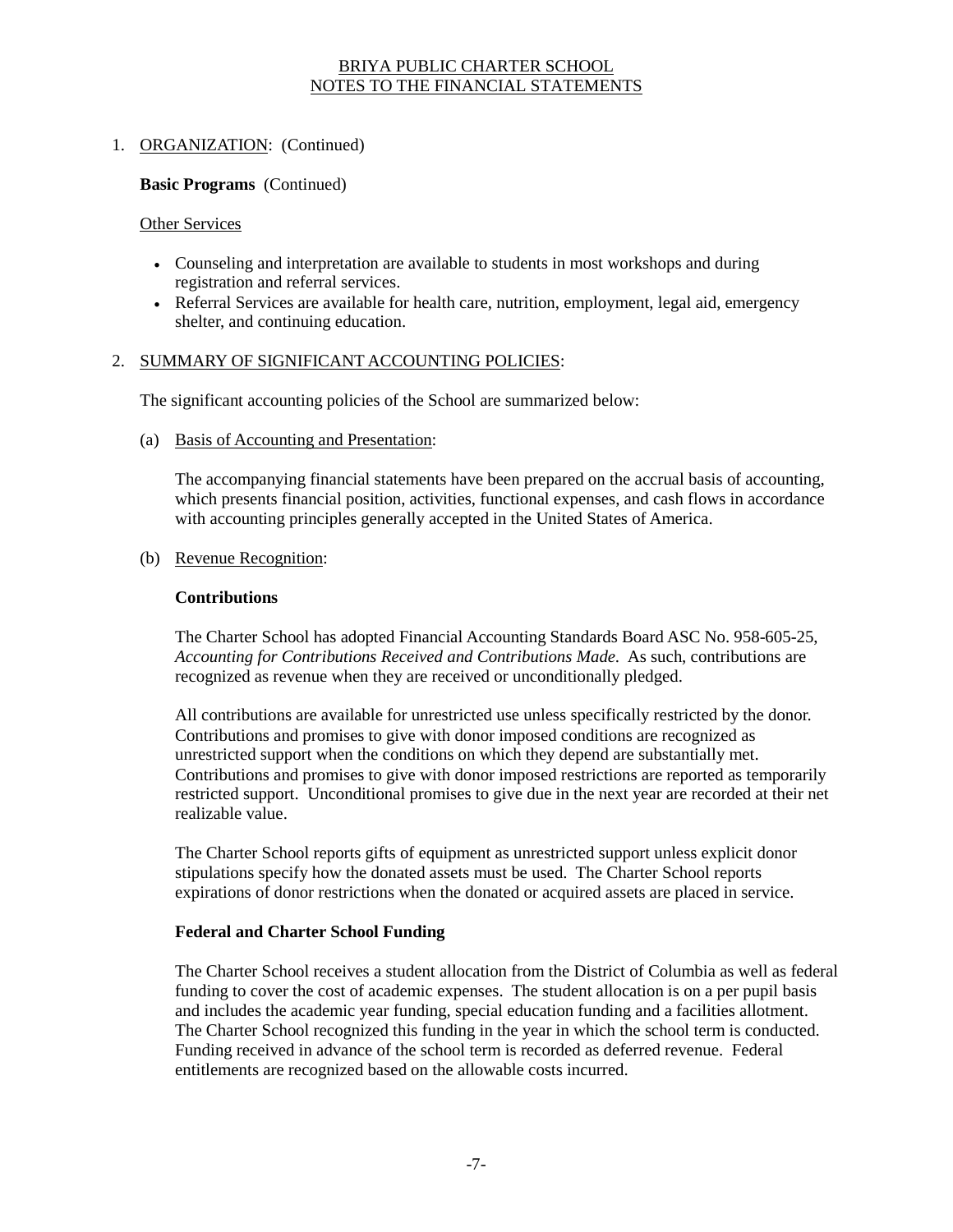1. ORGANIZATION: (Continued)

**Basic Programs** (Continued)

Other Services

- Counseling and interpretation are available to students in most workshops and during registration and referral services.
- Referral Services are available for health care, nutrition, employment, legal aid, emergency shelter, and continuing education.

2. SUMMARY OF SIGNIFICANT ACCOUNTING POLICIES:

The significant accounting policies of the School are summarized below:

(a) Basis of Accounting and Presentation:

The accompanying financial statements have been prepared on the accrual basis of accounting, which presents financial position, activities, functional expenses, and cash flows in accordance with accounting principles generally accepted in the United States of America.

(b) Revenue Recognition:

**Contributions**

The Charter School has adopted Financial Accounting Standards Board ASC No. 958-605-25, *Accounting for Contributions Received and Contributions Made.* As such, contributions are recognized as revenue when they are received or unconditionally pledged.

All contributions are available for unrestricted use unless specifically restricted by the donor. Contributions and promises to give with donor imposed conditions are recognized as unrestricted support when the conditions on which they depend are substantially met. Contributions and promises to give with donor imposed restrictions are reported as temporarily restricted support. Unconditional promises to give due in the next year are recorded at their net realizable value.

The Charter School reports gifts of equipment as unrestricted support unless explicit donor stipulations specify how the donated assets must be used. The Charter School reports expirations of donor restrictions when the donated or acquired assets are placed in service.

**Federal and Charter School Funding**

The Charter School receives a student allocation from the District of Columbia as well as federal funding to cover the cost of academic expenses. The student allocation is on a per pupil basis and includes the academic year funding, special education funding and a facilities allotment. The Charter School recognized this funding in the year in which the school term is conducted. Funding received in advance of the school term is recorded as deferred revenue. Federal entitlements are recognized based on the allowable costs incurred.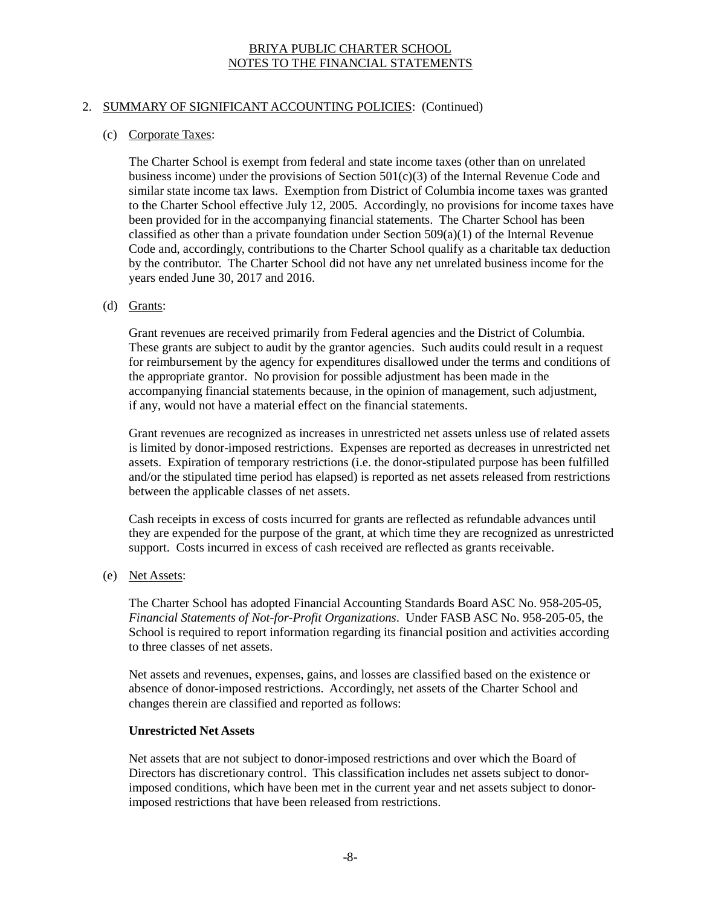BRIYA PUBLIC CHARTER SCHOOL
NOTES TO THE FINANCIAL STATEMENTS

2. SUMMARY OF SIGNIFICANT ACCOUNTING POLICIES: (Continued)

(c) Corporate Taxes:

The Charter School is exempt from federal and state income taxes (other than on unrelated business income) under the provisions of Section 501(c)(3) of the Internal Revenue Code and similar state income tax laws. Exemption from District of Columbia income taxes was granted to the Charter School effective July 12, 2005. Accordingly, no provisions for income taxes have been provided for in the accompanying financial statements. The Charter School has been classified as other than a private foundation under Section 509(a)(1) of the Internal Revenue Code and, accordingly, contributions to the Charter School qualify as a charitable tax deduction by the contributor. The Charter School did not have any net unrelated business income for the years ended June 30, 2017 and 2016.

(d) Grants:

Grant revenues are received primarily from Federal agencies and the District of Columbia. These grants are subject to audit by the grantor agencies. Such audits could result in a request for reimbursement by the agency for expenditures disallowed under the terms and conditions of the appropriate grantor. No provision for possible adjustment has been made in the accompanying financial statements because, in the opinion of management, such adjustment, if any, would not have a material effect on the financial statements.

Grant revenues are recognized as increases in unrestricted net assets unless use of related assets is limited by donor-imposed restrictions. Expenses are reported as decreases in unrestricted net assets. Expiration of temporary restrictions (i.e. the donor-stipulated purpose has been fulfilled and/or the stipulated time period has elapsed) is reported as net assets released from restrictions between the applicable classes of net assets.

Cash receipts in excess of costs incurred for grants are reflected as refundable advances until they are expended for the purpose of the grant, at which time they are recognized as unrestricted support. Costs incurred in excess of cash received are reflected as grants receivable.

(e) Net Assets:

The Charter School has adopted Financial Accounting Standards Board ASC No. 958-205-05, *Financial Statements of Not-for-Profit Organizations*. Under FASB ASC No. 958-205-05, the School is required to report information regarding its financial position and activities according to three classes of net assets.

Net assets and revenues, expenses, gains, and losses are classified based on the existence or absence of donor-imposed restrictions. Accordingly, net assets of the Charter School and changes therein are classified and reported as follows:

**Unrestricted Net Assets**

Net assets that are not subject to donor-imposed restrictions and over which the Board of Directors has discretionary control. This classification includes net assets subject to donor-imposed conditions, which have been met in the current year and net assets subject to donor-imposed restrictions that have been released from restrictions.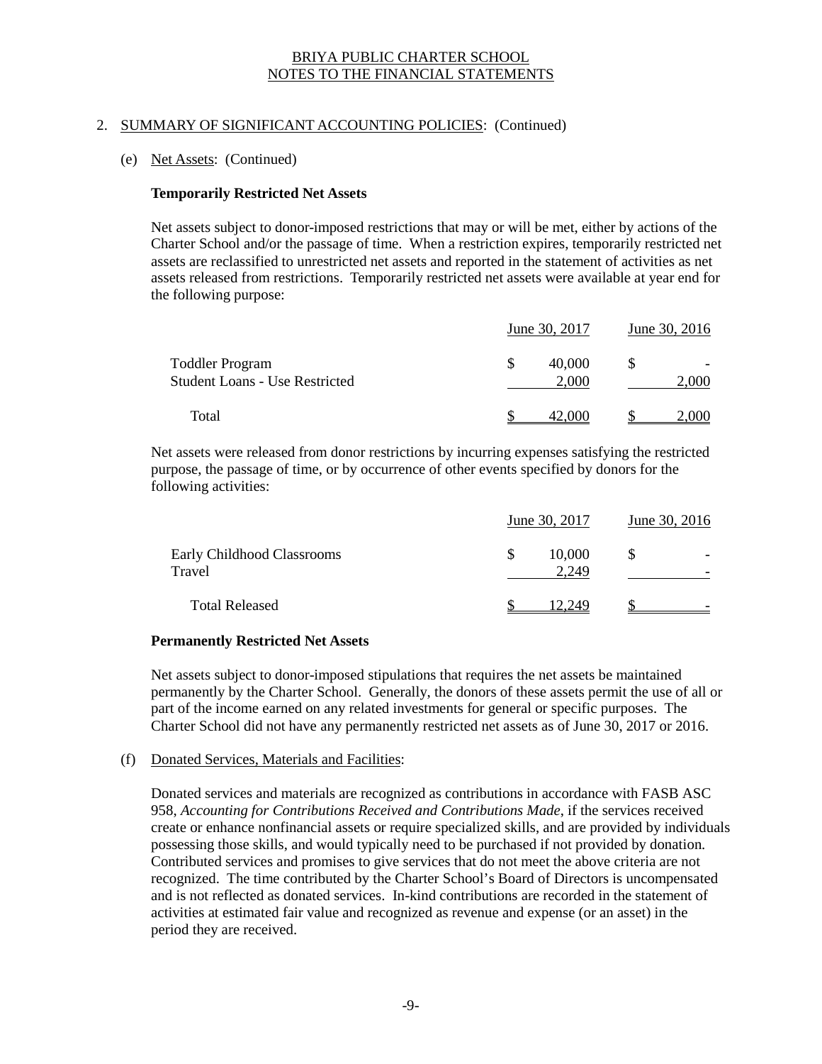# BRIYA PUBLIC CHARTER SCHOOL
## NOTES TO THE FINANCIAL STATEMENTS

2. SUMMARY OF SIGNIFICANT ACCOUNTING POLICIES: (Continued)

   (e) Net Assets: (Continued)

**Temporarily Restricted Net Assets**

Net assets subject to donor-imposed restrictions that may or will be met, either by actions of the Charter School and/or the passage of time. When a restriction expires, temporarily restricted net assets are reclassified to unrestricted net assets and reported in the statement of activities as net assets released from restrictions. Temporarily restricted net assets were available at year end for the following purpose:

| | June 30, 2017 | June 30, 2016 |
|---|---|---|
| Toddler Program | $ 40,000 | $ - |
| Student Loans - Use Restricted | 2,000 | 2,000 |
| Total | $ 42,000 | $ 2,000 |

Net assets were released from donor restrictions by incurring expenses satisfying the restricted purpose, the passage of time, or by occurrence of other events specified by donors for the following activities:

| | June 30, 2017 | June 30, 2016 |
|---|---|---|
| Early Childhood Classrooms | $ 10,000 | $ - |
| Travel | 2,249 | - |
| Total Released | $ 12,249 | $ - |

**Permanently Restricted Net Assets**

Net assets subject to donor-imposed stipulations that requires the net assets be maintained permanently by the Charter School. Generally, the donors of these assets permit the use of all or part of the income earned on any related investments for general or specific purposes. The Charter School did not have any permanently restricted net assets as of June 30, 2017 or 2016.

   (f) Donated Services, Materials and Facilities:

Donated services and materials are recognized as contributions in accordance with FASB ASC 958, *Accounting for Contributions Received and Contributions Made*, if the services received create or enhance nonfinancial assets or require specialized skills, and are provided by individuals possessing those skills, and would typically need to be purchased if not provided by donation. Contributed services and promises to give services that do not meet the above criteria are not recognized. The time contributed by the Charter School's Board of Directors is uncompensated and is not reflected as donated services. In-kind contributions are recorded in the statement of activities at estimated fair value and recognized as revenue and expense (or an asset) in the period they are received.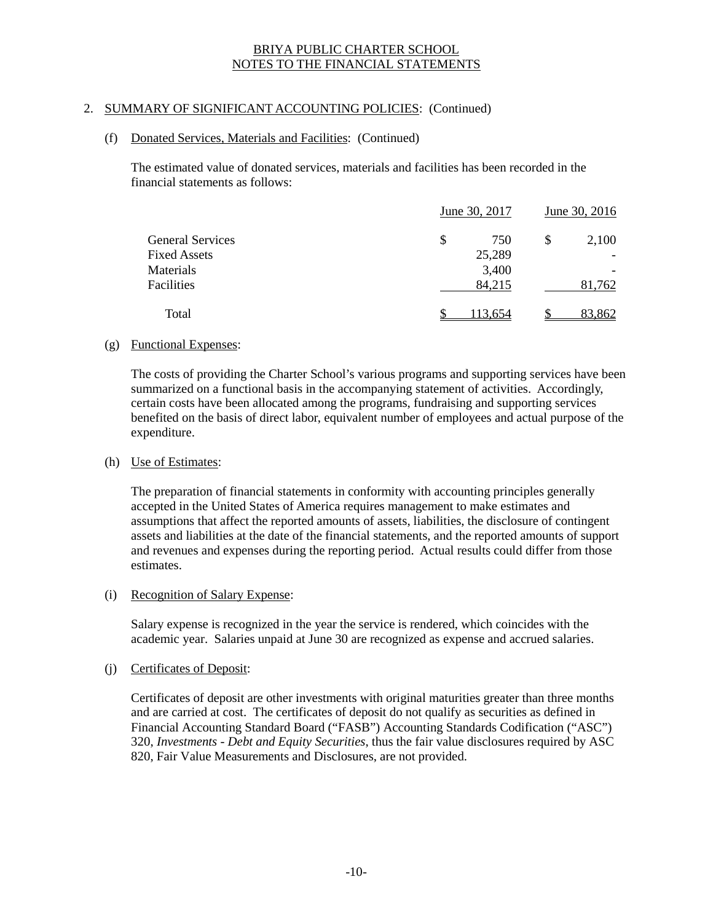## 2. SUMMARY OF SIGNIFICANT ACCOUNTING POLICIES: (Continued)

### (f) Donated Services, Materials and Facilities: (Continued)

The estimated value of donated services, materials and facilities has been recorded in the financial statements as follows:

| | June 30, 2017 | June 30, 2016 |
|---|---|---|
| General Services | $ 750 | $ 2,100 |
| Fixed Assets | 25,289 | - |
| Materials | 3,400 | - |
| Facilities | 84,215 | 81,762 |
| Total | $ 113,654 | $ 83,862 |

### (g) Functional Expenses:

The costs of providing the Charter School's various programs and supporting services have been summarized on a functional basis in the accompanying statement of activities. Accordingly, certain costs have been allocated among the programs, fundraising and supporting services benefited on the basis of direct labor, equivalent number of employees and actual purpose of the expenditure.

### (h) Use of Estimates:

The preparation of financial statements in conformity with accounting principles generally accepted in the United States of America requires management to make estimates and assumptions that affect the reported amounts of assets, liabilities, the disclosure of contingent assets and liabilities at the date of the financial statements, and the reported amounts of support and revenues and expenses during the reporting period. Actual results could differ from those estimates.

### (i) Recognition of Salary Expense:

Salary expense is recognized in the year the service is rendered, which coincides with the academic year. Salaries unpaid at June 30 are recognized as expense and accrued salaries.

### (j) Certificates of Deposit:

Certificates of deposit are other investments with original maturities greater than three months and are carried at cost. The certificates of deposit do not qualify as securities as defined in Financial Accounting Standard Board ("FASB") Accounting Standards Codification ("ASC") 320, *Investments - Debt and Equity Securities*, thus the fair value disclosures required by ASC 820, Fair Value Measurements and Disclosures, are not provided.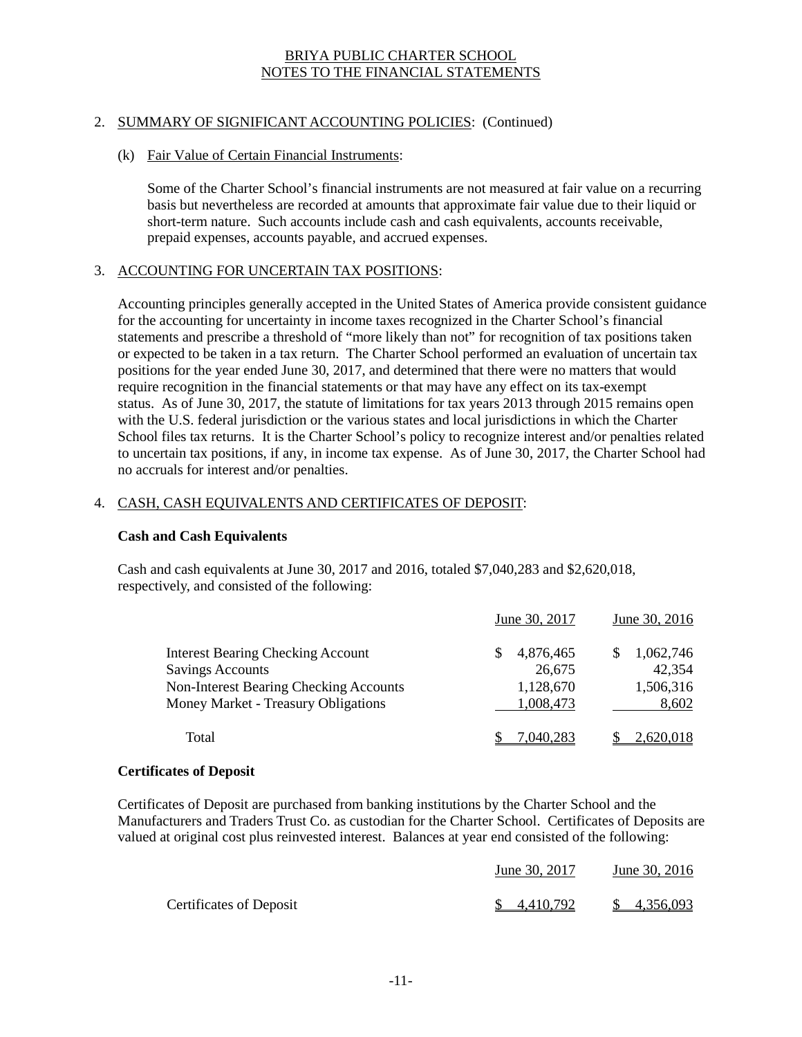BRIYA PUBLIC CHARTER SCHOOL
NOTES TO THE FINANCIAL STATEMENTS

## 2. SUMMARY OF SIGNIFICANT ACCOUNTING POLICIES: (Continued)

### (k) Fair Value of Certain Financial Instruments:

Some of the Charter School's financial instruments are not measured at fair value on a recurring basis but nevertheless are recorded at amounts that approximate fair value due to their liquid or short-term nature. Such accounts include cash and cash equivalents, accounts receivable, prepaid expenses, accounts payable, and accrued expenses.

## 3. ACCOUNTING FOR UNCERTAIN TAX POSITIONS:

Accounting principles generally accepted in the United States of America provide consistent guidance for the accounting for uncertainty in income taxes recognized in the Charter School's financial statements and prescribe a threshold of "more likely than not" for recognition of tax positions taken or expected to be taken in a tax return. The Charter School performed an evaluation of uncertain tax positions for the year ended June 30, 2017, and determined that there were no matters that would require recognition in the financial statements or that may have any effect on its tax-exempt status. As of June 30, 2017, the statute of limitations for tax years 2013 through 2015 remains open with the U.S. federal jurisdiction or the various states and local jurisdictions in which the Charter School files tax returns. It is the Charter School's policy to recognize interest and/or penalties related to uncertain tax positions, if any, in income tax expense. As of June 30, 2017, the Charter School had no accruals for interest and/or penalties.

## 4. CASH, CASH EQUIVALENTS AND CERTIFICATES OF DEPOSIT:

**Cash and Cash Equivalents**

Cash and cash equivalents at June 30, 2017 and 2016, totaled $7,040,283 and $2,620,018, respectively, and consisted of the following:

| | June 30, 2017 | June 30, 2016 |
|---|---|---|
| Interest Bearing Checking Account | $ 4,876,465 | $ 1,062,746 |
| Savings Accounts | 26,675 | 42,354 |
| Non-Interest Bearing Checking Accounts | 1,128,670 | 1,506,316 |
| Money Market - Treasury Obligations | 1,008,473 | 8,602 |
| Total | $ 7,040,283 | $ 2,620,018 |

**Certificates of Deposit**

Certificates of Deposit are purchased from banking institutions by the Charter School and the Manufacturers and Traders Trust Co. as custodian for the Charter School. Certificates of Deposits are valued at original cost plus reinvested interest. Balances at year end consisted of the following:

| | June 30, 2017 | June 30, 2016 |
|---|---|---|
| Certificates of Deposit | $ 4,410,792 | $ 4,356,093 |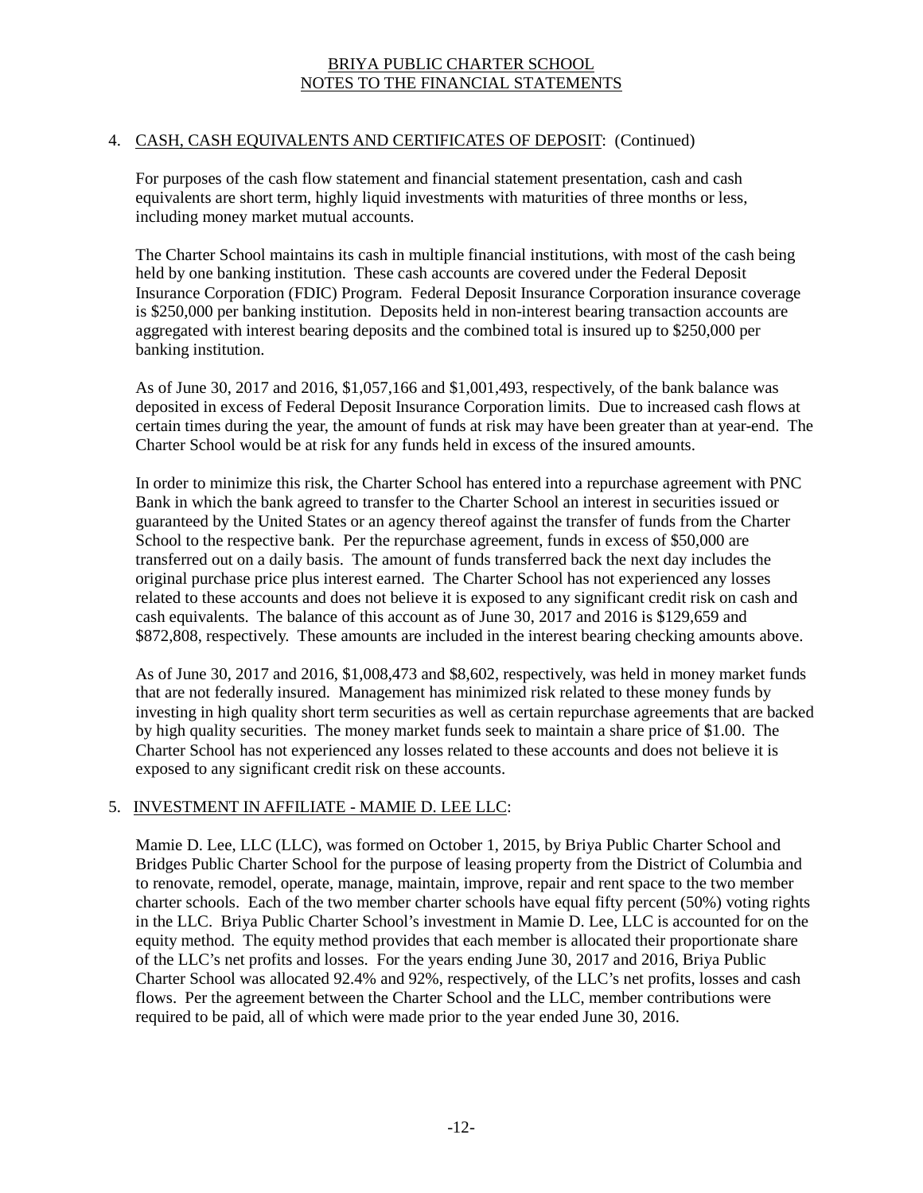BRIYA PUBLIC CHARTER SCHOOL
NOTES TO THE FINANCIAL STATEMENTS

## 4. CASH, CASH EQUIVALENTS AND CERTIFICATES OF DEPOSIT: (Continued)

For purposes of the cash flow statement and financial statement presentation, cash and cash equivalents are short term, highly liquid investments with maturities of three months or less, including money market mutual accounts.

The Charter School maintains its cash in multiple financial institutions, with most of the cash being held by one banking institution. These cash accounts are covered under the Federal Deposit Insurance Corporation (FDIC) Program. Federal Deposit Insurance Corporation insurance coverage is $250,000 per banking institution. Deposits held in non-interest bearing transaction accounts are aggregated with interest bearing deposits and the combined total is insured up to $250,000 per banking institution.

As of June 30, 2017 and 2016, $1,057,166 and $1,001,493, respectively, of the bank balance was deposited in excess of Federal Deposit Insurance Corporation limits. Due to increased cash flows at certain times during the year, the amount of funds at risk may have been greater than at year-end. The Charter School would be at risk for any funds held in excess of the insured amounts.

In order to minimize this risk, the Charter School has entered into a repurchase agreement with PNC Bank in which the bank agreed to transfer to the Charter School an interest in securities issued or guaranteed by the United States or an agency thereof against the transfer of funds from the Charter School to the respective bank. Per the repurchase agreement, funds in excess of $50,000 are transferred out on a daily basis. The amount of funds transferred back the next day includes the original purchase price plus interest earned. The Charter School has not experienced any losses related to these accounts and does not believe it is exposed to any significant credit risk on cash and cash equivalents. The balance of this account as of June 30, 2017 and 2016 is $129,659 and $872,808, respectively. These amounts are included in the interest bearing checking amounts above.

As of June 30, 2017 and 2016, $1,008,473 and $8,602, respectively, was held in money market funds that are not federally insured. Management has minimized risk related to these money funds by investing in high quality short term securities as well as certain repurchase agreements that are backed by high quality securities. The money market funds seek to maintain a share price of $1.00. The Charter School has not experienced any losses related to these accounts and does not believe it is exposed to any significant credit risk on these accounts.

## 5. INVESTMENT IN AFFILIATE - MAMIE D. LEE LLC:

Mamie D. Lee, LLC (LLC), was formed on October 1, 2015, by Briya Public Charter School and Bridges Public Charter School for the purpose of leasing property from the District of Columbia and to renovate, remodel, operate, manage, maintain, improve, repair and rent space to the two member charter schools. Each of the two member charter schools have equal fifty percent (50%) voting rights in the LLC. Briya Public Charter School's investment in Mamie D. Lee, LLC is accounted for on the equity method. The equity method provides that each member is allocated their proportionate share of the LLC's net profits and losses. For the years ending June 30, 2017 and 2016, Briya Public Charter School was allocated 92.4% and 92%, respectively, of the LLC's net profits, losses and cash flows. Per the agreement between the Charter School and the LLC, member contributions were required to be paid, all of which were made prior to the year ended June 30, 2016.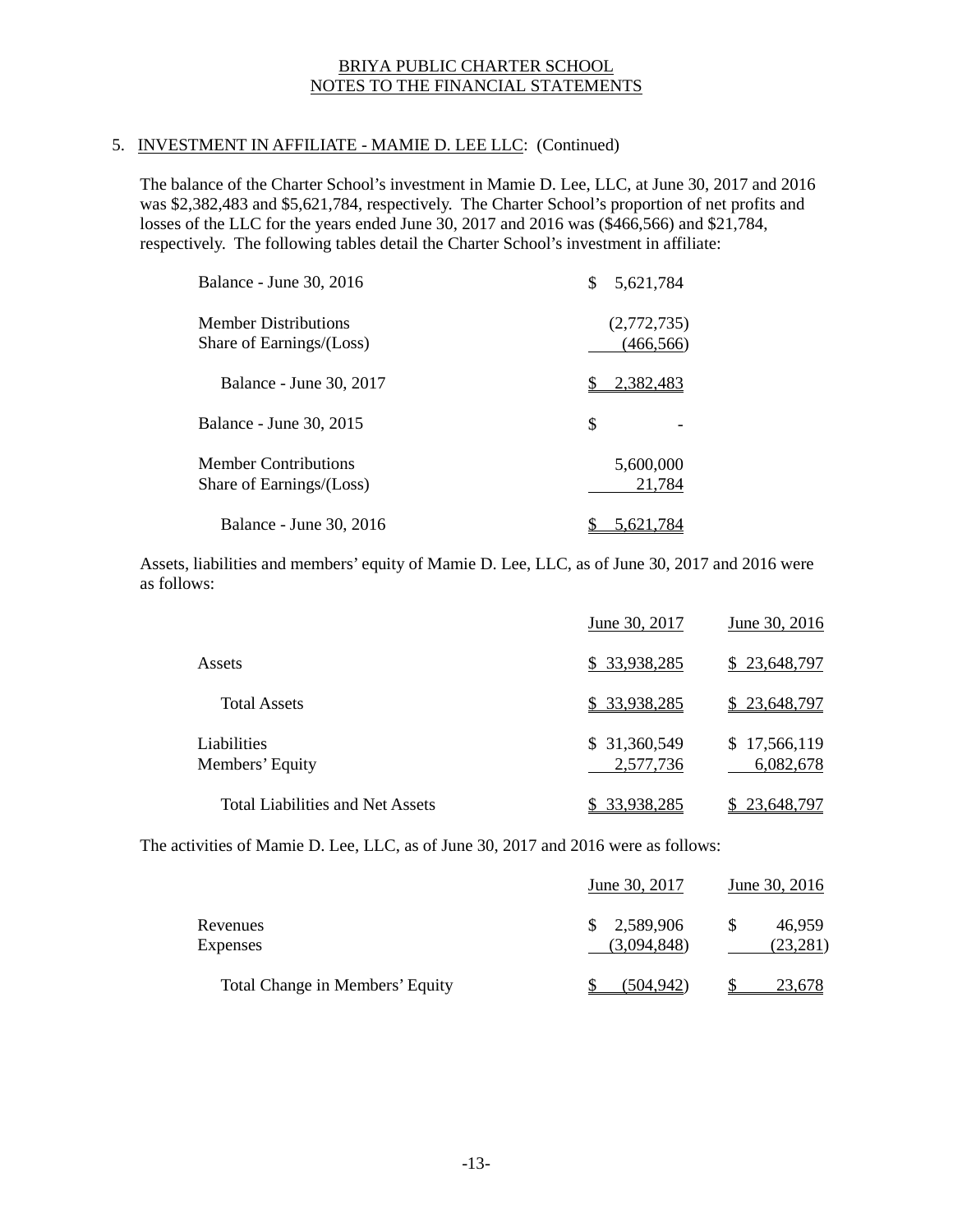BRIYA PUBLIC CHARTER SCHOOL
NOTES TO THE FINANCIAL STATEMENTS

5. INVESTMENT IN AFFILIATE - MAMIE D. LEE LLC: (Continued)

The balance of the Charter School's investment in Mamie D. Lee, LLC, at June 30, 2017 and 2016 was $2,382,483 and $5,621,784, respectively. The Charter School's proportion of net profits and losses of the LLC for the years ended June 30, 2017 and 2016 was ($466,566) and $21,784, respectively. The following tables detail the Charter School's investment in affiliate:

| | |
|---|---|
| Balance - June 30, 2016 | $ 5,621,784 |
| Member Distributions | (2,772,735) |
| Share of Earnings/(Loss) | (466,566) |
| Balance - June 30, 2017 | $ 2,382,483 |
| Balance - June 30, 2015 | $ - |
| Member Contributions | 5,600,000 |
| Share of Earnings/(Loss) | 21,784 |
| Balance - June 30, 2016 | $ 5,621,784 |

Assets, liabilities and members' equity of Mamie D. Lee, LLC, as of June 30, 2017 and 2016 were as follows:

| | June 30, 2017 | June 30, 2016 |
|---|---|---|
| Assets | $ 33,938,285 | $ 23,648,797 |
| Total Assets | $ 33,938,285 | $ 23,648,797 |
| Liabilities | $ 31,360,549 | $ 17,566,119 |
| Members' Equity | 2,577,736 | 6,082,678 |
| Total Liabilities and Net Assets | $ 33,938,285 | $ 23,648,797 |

The activities of Mamie D. Lee, LLC, as of June 30, 2017 and 2016 were as follows:

| | June 30, 2017 | June 30, 2016 |
|---|---|---|
| Revenues | $ 2,589,906 | $ 46,959 |
| Expenses | (3,094,848) | (23,281) |
| Total Change in Members' Equity | $ (504,942) | $ 23,678 |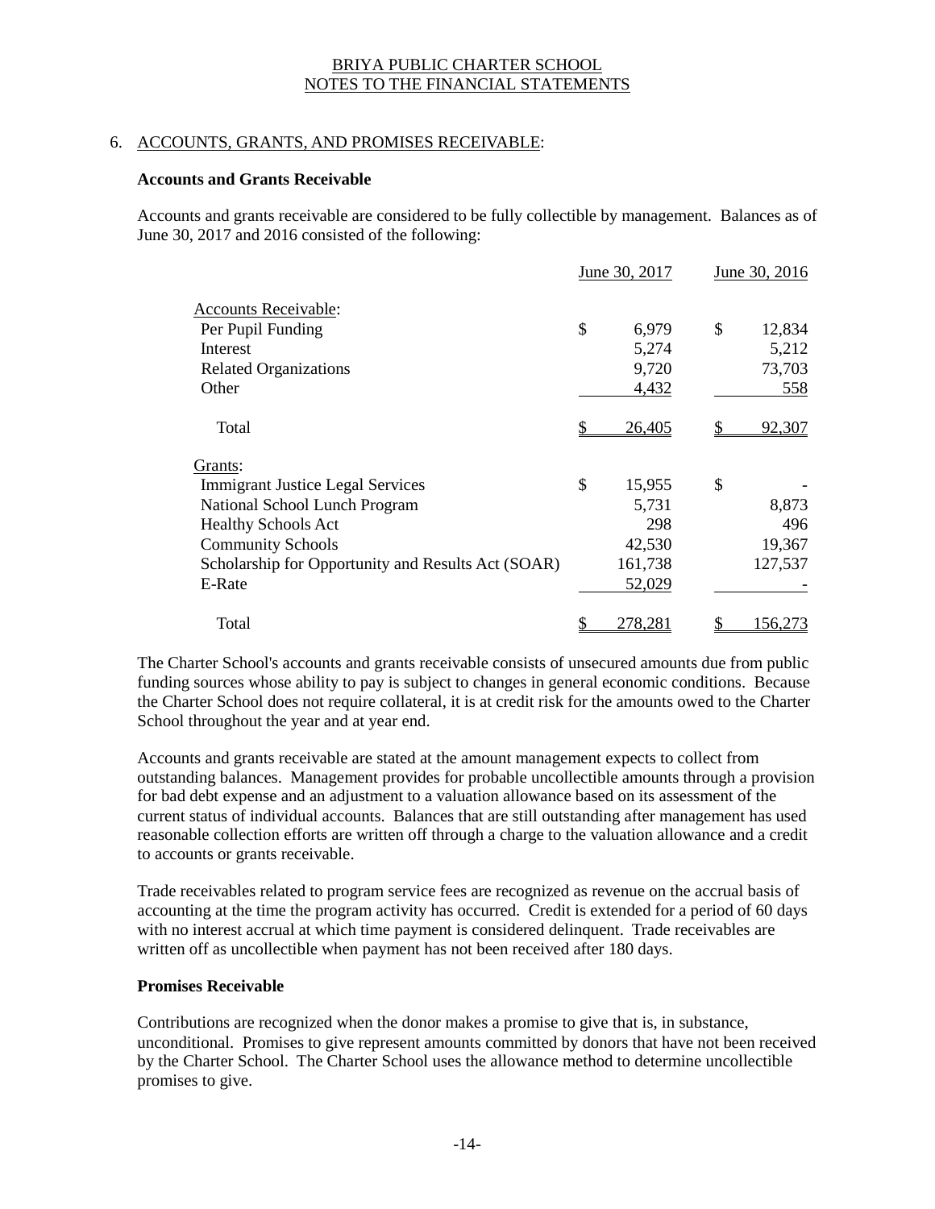BRIYA PUBLIC CHARTER SCHOOL
NOTES TO THE FINANCIAL STATEMENTS

## 6. ACCOUNTS, GRANTS, AND PROMISES RECEIVABLE:

### Accounts and Grants Receivable

Accounts and grants receivable are considered to be fully collectible by management. Balances as of June 30, 2017 and 2016 consisted of the following:

| | June 30, 2017 | June 30, 2016 |
|---|---|---|
| Accounts Receivable: | | |
| Per Pupil Funding | $ 6,979 | $ 12,834 |
| Interest | 5,274 | 5,212 |
| Related Organizations | 9,720 | 73,703 |
| Other | 4,432 | 558 |
| Total | $ 26,405 | $ 92,307 |
| Grants: | | |
| Immigrant Justice Legal Services | $ 15,955 | $ - |
| National School Lunch Program | 5,731 | 8,873 |
| Healthy Schools Act | 298 | 496 |
| Community Schools | 42,530 | 19,367 |
| Scholarship for Opportunity and Results Act (SOAR) | 161,738 | 127,537 |
| E-Rate | 52,029 | - |
| Total | $ 278,281 | $ 156,273 |

The Charter School's accounts and grants receivable consists of unsecured amounts due from public funding sources whose ability to pay is subject to changes in general economic conditions. Because the Charter School does not require collateral, it is at credit risk for the amounts owed to the Charter School throughout the year and at year end.

Accounts and grants receivable are stated at the amount management expects to collect from outstanding balances. Management provides for probable uncollectible amounts through a provision for bad debt expense and an adjustment to a valuation allowance based on its assessment of the current status of individual accounts. Balances that are still outstanding after management has used reasonable collection efforts are written off through a charge to the valuation allowance and a credit to accounts or grants receivable.

Trade receivables related to program service fees are recognized as revenue on the accrual basis of accounting at the time the program activity has occurred. Credit is extended for a period of 60 days with no interest accrual at which time payment is considered delinquent. Trade receivables are written off as uncollectible when payment has not been received after 180 days.

### Promises Receivable

Contributions are recognized when the donor makes a promise to give that is, in substance, unconditional. Promises to give represent amounts committed by donors that have not been received by the Charter School. The Charter School uses the allowance method to determine uncollectible promises to give.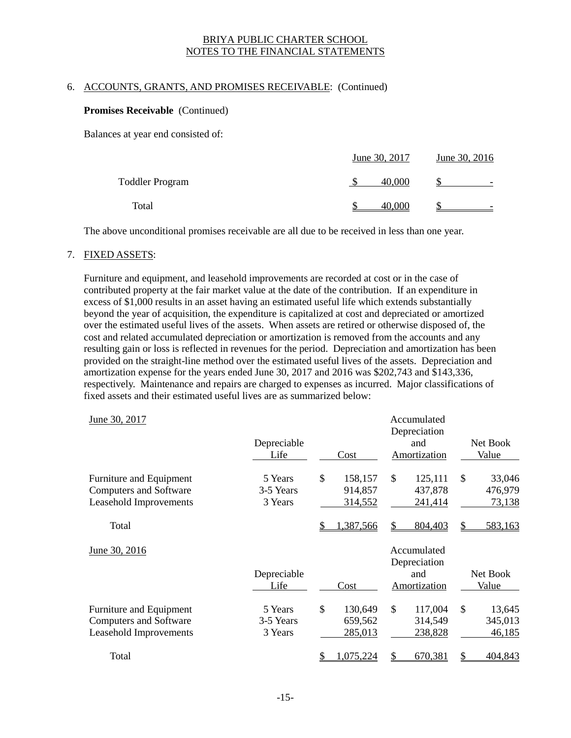BRIYA PUBLIC CHARTER SCHOOL
NOTES TO THE FINANCIAL STATEMENTS

6. ACCOUNTS, GRANTS, AND PROMISES RECEIVABLE: (Continued)

**Promises Receivable** (Continued)

Balances at year end consisted of:

| | June 30, 2017 | June 30, 2016 |
|---|---|---|
| Toddler Program | $ 40,000 | $ - |
| Total | $ 40,000 | $ - |

The above unconditional promises receivable are all due to be received in less than one year.

7. FIXED ASSETS:

Furniture and equipment, and leasehold improvements are recorded at cost or in the case of contributed property at the fair market value at the date of the contribution. If an expenditure in excess of $1,000 results in an asset having an estimated useful life which extends substantially beyond the year of acquisition, the expenditure is capitalized at cost and depreciated or amortized over the estimated useful lives of the assets. When assets are retired or otherwise disposed of, the cost and related accumulated depreciation or amortization is removed from the accounts and any resulting gain or loss is reflected in revenues for the period. Depreciation and amortization has been provided on the straight-line method over the estimated useful lives of the assets. Depreciation and amortization expense for the years ended June 30, 2017 and 2016 was $202,743 and $143,336, respectively. Maintenance and repairs are charged to expenses as incurred. Major classifications of fixed assets and their estimated useful lives are as summarized below:

| June 30, 2017 | Depreciable Life | Cost | Accumulated Depreciation and Amortization | Net Book Value |
|---|---|---|---|---|
| Furniture and Equipment | 5 Years | $ 158,157 | $ 125,111 | $ 33,046 |
| Computers and Software | 3-5 Years | 914,857 | 437,878 | 476,979 |
| Leasehold Improvements | 3 Years | 314,552 | 241,414 | 73,138 |
| Total | | $ 1,387,566 | $ 804,403 | $ 583,163 |

| June 30, 2016 | Depreciable Life | Cost | Accumulated Depreciation and Amortization | Net Book Value |
|---|---|---|---|---|
| Furniture and Equipment | 5 Years | $ 130,649 | $ 117,004 | $ 13,645 |
| Computers and Software | 3-5 Years | 659,562 | 314,549 | 345,013 |
| Leasehold Improvements | 3 Years | 285,013 | 238,828 | 46,185 |
| Total | | $ 1,075,224 | $ 670,381 | $ 404,843 |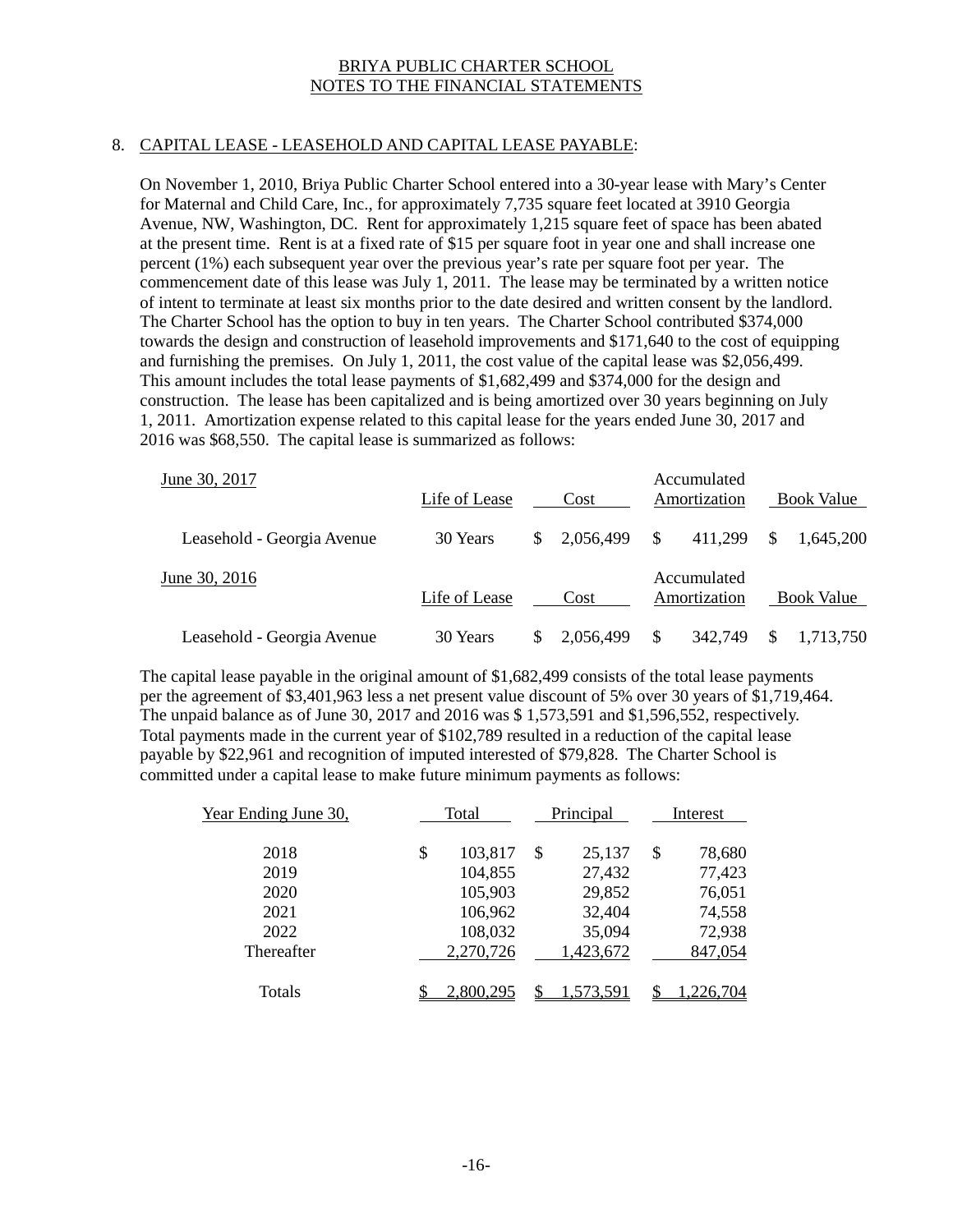## 8. CAPITAL LEASE - LEASEHOLD AND CAPITAL LEASE PAYABLE:

On November 1, 2010, Briya Public Charter School entered into a 30-year lease with Mary's Center for Maternal and Child Care, Inc., for approximately 7,735 square feet located at 3910 Georgia Avenue, NW, Washington, DC. Rent for approximately 1,215 square feet of space has been abated at the present time. Rent is at a fixed rate of $15 per square foot in year one and shall increase one percent (1%) each subsequent year over the previous year's rate per square foot per year. The commencement date of this lease was July 1, 2011. The lease may be terminated by a written notice of intent to terminate at least six months prior to the date desired and written consent by the landlord. The Charter School has the option to buy in ten years. The Charter School contributed $374,000 towards the design and construction of leasehold improvements and $171,640 to the cost of equipping and furnishing the premises. On July 1, 2011, the cost value of the capital lease was $2,056,499. This amount includes the total lease payments of $1,682,499 and $374,000 for the design and construction. The lease has been capitalized and is being amortized over 30 years beginning on July 1, 2011. Amortization expense related to this capital lease for the years ended June 30, 2017 and 2016 was $68,550. The capital lease is summarized as follows:

| June 30, 2017 | Life of Lease | Cost | Accumulated Amortization | Book Value |
|---|---|---|---|---|
| Leasehold - Georgia Avenue | 30 Years | $ 2,056,499 | $ 411,299 | $ 1,645,200 |

| June 30, 2016 | Life of Lease | Cost | Accumulated Amortization | Book Value |
|---|---|---|---|---|
| Leasehold - Georgia Avenue | 30 Years | $ 2,056,499 | $ 342,749 | $ 1,713,750 |

The capital lease payable in the original amount of $1,682,499 consists of the total lease payments per the agreement of $3,401,963 less a net present value discount of 5% over 30 years of $1,719,464. The unpaid balance as of June 30, 2017 and 2016 was $ 1,573,591 and $1,596,552, respectively. Total payments made in the current year of $102,789 resulted in a reduction of the capital lease payable by $22,961 and recognition of imputed interested of $79,828. The Charter School is committed under a capital lease to make future minimum payments as follows:

| Year Ending June 30, | Total | Principal | Interest |
|---|---|---|---|
| 2018 | $ 103,817 | $ 25,137 | $ 78,680 |
| 2019 | 104,855 | 27,432 | 77,423 |
| 2020 | 105,903 | 29,852 | 76,051 |
| 2021 | 106,962 | 32,404 | 74,558 |
| 2022 | 108,032 | 35,094 | 72,938 |
| Thereafter | 2,270,726 | 1,423,672 | 847,054 |
| Totals | $ 2,800,295 | $ 1,573,591 | $ 1,226,704 |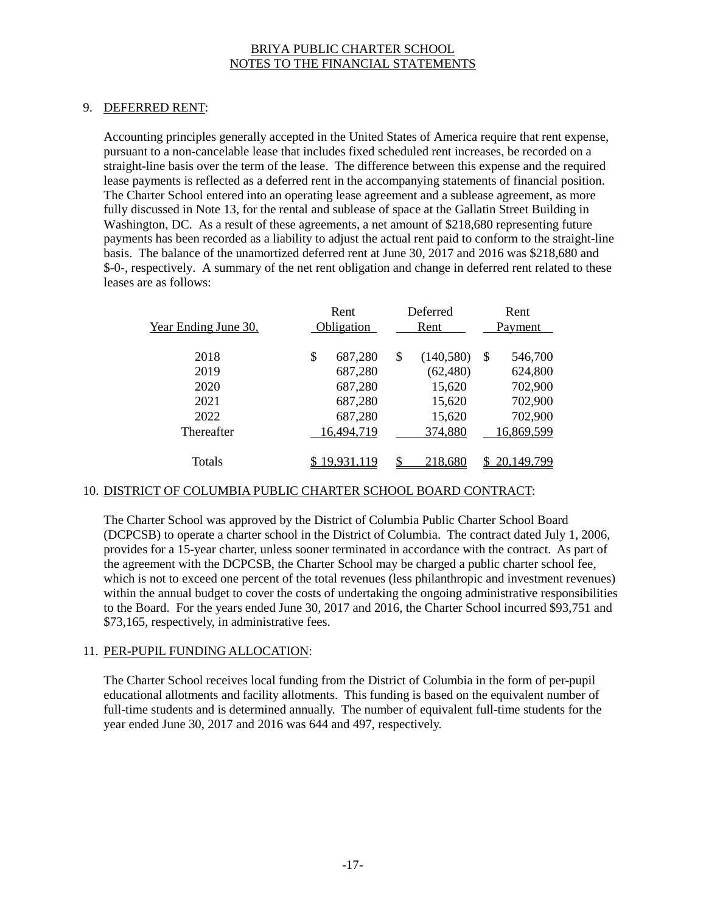BRIYA PUBLIC CHARTER SCHOOL
NOTES TO THE FINANCIAL STATEMENTS

9. DEFERRED RENT:

Accounting principles generally accepted in the United States of America require that rent expense, pursuant to a non-cancelable lease that includes fixed scheduled rent increases, be recorded on a straight-line basis over the term of the lease. The difference between this expense and the required lease payments is reflected as a deferred rent in the accompanying statements of financial position. The Charter School entered into an operating lease agreement and a sublease agreement, as more fully discussed in Note 13, for the rental and sublease of space at the Gallatin Street Building in Washington, DC. As a result of these agreements, a net amount of $218,680 representing future payments has been recorded as a liability to adjust the actual rent paid to conform to the straight-line basis. The balance of the unamortized deferred rent at June 30, 2017 and 2016 was $218,680 and $-0-, respectively. A summary of the net rent obligation and change in deferred rent related to these leases are as follows:

| Year Ending June 30, | Rent Obligation | Deferred Rent | Rent Payment |
|---|---|---|---|
| 2018 | $ 687,280 | $ (140,580) | $ 546,700 |
| 2019 | 687,280 | (62,480) | 624,800 |
| 2020 | 687,280 | 15,620 | 702,900 |
| 2021 | 687,280 | 15,620 | 702,900 |
| 2022 | 687,280 | 15,620 | 702,900 |
| Thereafter | 16,494,719 | 374,880 | 16,869,599 |
| Totals | $ 19,931,119 | $ 218,680 | $ 20,149,799 |

10. DISTRICT OF COLUMBIA PUBLIC CHARTER SCHOOL BOARD CONTRACT:

The Charter School was approved by the District of Columbia Public Charter School Board (DCPCSB) to operate a charter school in the District of Columbia. The contract dated July 1, 2006, provides for a 15-year charter, unless sooner terminated in accordance with the contract. As part of the agreement with the DCPCSB, the Charter School may be charged a public charter school fee, which is not to exceed one percent of the total revenues (less philanthropic and investment revenues) within the annual budget to cover the costs of undertaking the ongoing administrative responsibilities to the Board. For the years ended June 30, 2017 and 2016, the Charter School incurred $93,751 and $73,165, respectively, in administrative fees.

11. PER-PUPIL FUNDING ALLOCATION:

The Charter School receives local funding from the District of Columbia in the form of per-pupil educational allotments and facility allotments. This funding is based on the equivalent number of full-time students and is determined annually. The number of equivalent full-time students for the year ended June 30, 2017 and 2016 was 644 and 497, respectively.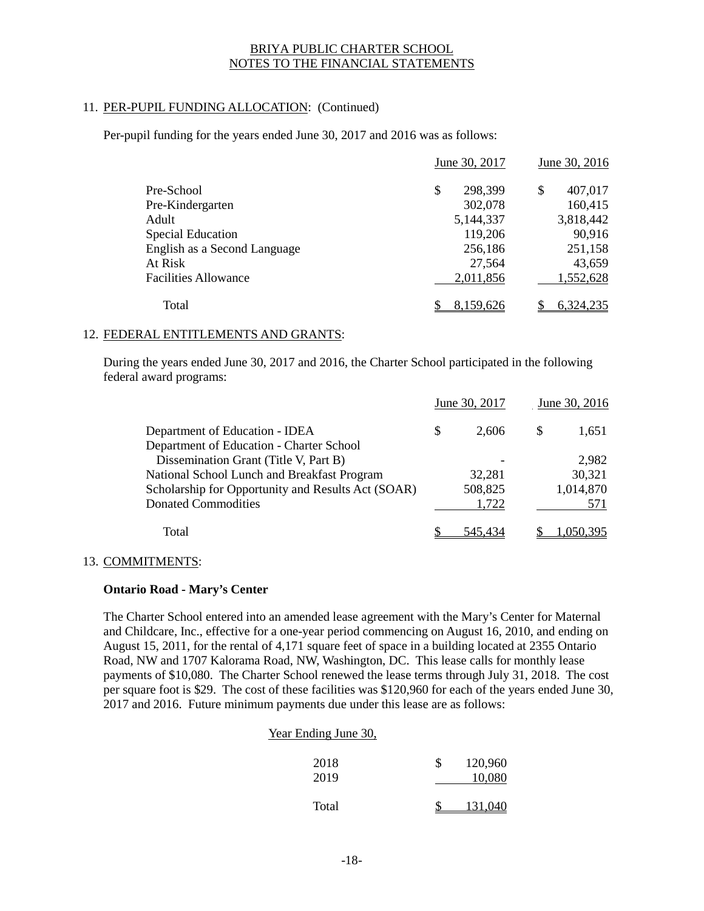BRIYA PUBLIC CHARTER SCHOOL
NOTES TO THE FINANCIAL STATEMENTS

11. PER-PUPIL FUNDING ALLOCATION: (Continued)

Per-pupil funding for the years ended June 30, 2017 and 2016 was as follows:

| | June 30, 2017 | June 30, 2016 |
|---|---|---|
| Pre-School | $ 298,399 | $ 407,017 |
| Pre-Kindergarten | 302,078 | 160,415 |
| Adult | 5,144,337 | 3,818,442 |
| Special Education | 119,206 | 90,916 |
| English as a Second Language | 256,186 | 251,158 |
| At Risk | 27,564 | 43,659 |
| Facilities Allowance | 2,011,856 | 1,552,628 |
| Total | $ 8,159,626 | $ 6,324,235 |

12. FEDERAL ENTITLEMENTS AND GRANTS:

During the years ended June 30, 2017 and 2016, the Charter School participated in the following federal award programs:

| | June 30, 2017 | June 30, 2016 |
|---|---|---|
| Department of Education - IDEA | $ 2,606 | $ 1,651 |
| Department of Education - Charter School Dissemination Grant (Title V, Part B) | - | 2,982 |
| National School Lunch and Breakfast Program | 32,281 | 30,321 |
| Scholarship for Opportunity and Results Act (SOAR) | 508,825 | 1,014,870 |
| Donated Commodities | 1,722 | 571 |
| Total | $ 545,434 | $ 1,050,395 |

13. COMMITMENTS:

**Ontario Road - Mary's Center**

The Charter School entered into an amended lease agreement with the Mary's Center for Maternal and Childcare, Inc., effective for a one-year period commencing on August 16, 2010, and ending on August 15, 2011, for the rental of 4,171 square feet of space in a building located at 2355 Ontario Road, NW and 1707 Kalorama Road, NW, Washington, DC. This lease calls for monthly lease payments of $10,080. The Charter School renewed the lease terms through July 31, 2018. The cost per square foot is $29. The cost of these facilities was $120,960 for each of the years ended June 30, 2017 and 2016. Future minimum payments due under this lease are as follows:

| Year Ending June 30, | |
|---|---|
| 2018 | $ 120,960 |
| 2019 | 10,080 |
| Total | $ 131,040 |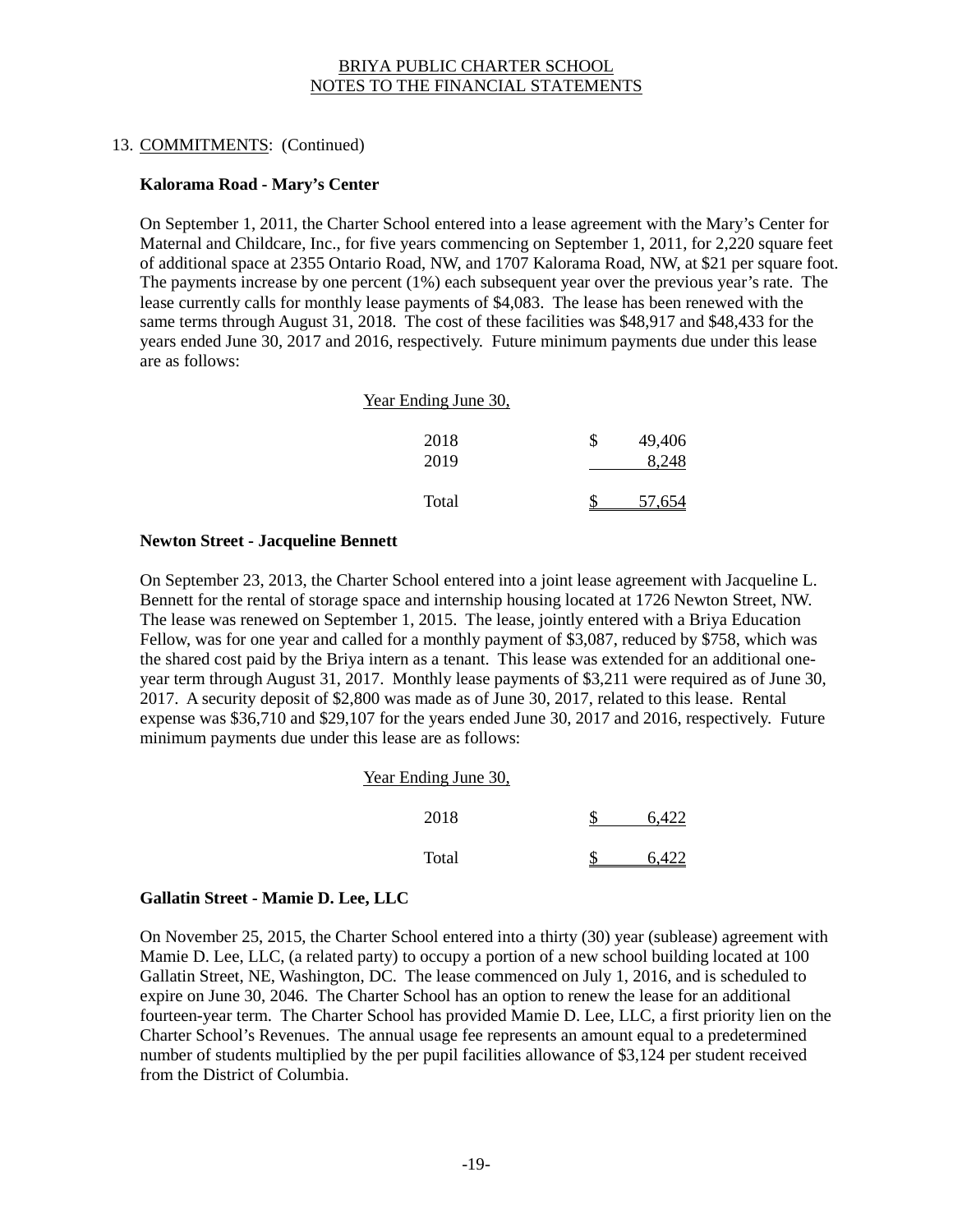## 13. COMMITMENTS: (Continued)

### Kalorama Road - Mary's Center

On September 1, 2011, the Charter School entered into a lease agreement with the Mary's Center for Maternal and Childcare, Inc., for five years commencing on September 1, 2011, for 2,220 square feet of additional space at 2355 Ontario Road, NW, and 1707 Kalorama Road, NW, at $21 per square foot. The payments increase by one percent (1%) each subsequent year over the previous year's rate. The lease currently calls for monthly lease payments of $4,083. The lease has been renewed with the same terms through August 31, 2018. The cost of these facilities was $48,917 and $48,433 for the years ended June 30, 2017 and 2016, respectively. Future minimum payments due under this lease are as follows:

| Year Ending June 30, | |
|---|---|
| 2018 | $ 49,406 |
| 2019 | 8,248 |
| Total | $ 57,654 |

### Newton Street - Jacqueline Bennett

On September 23, 2013, the Charter School entered into a joint lease agreement with Jacqueline L. Bennett for the rental of storage space and internship housing located at 1726 Newton Street, NW. The lease was renewed on September 1, 2015. The lease, jointly entered with a Briya Education Fellow, was for one year and called for a monthly payment of $3,087, reduced by $758, which was the shared cost paid by the Briya intern as a tenant. This lease was extended for an additional one-year term through August 31, 2017. Monthly lease payments of $3,211 were required as of June 30, 2017. A security deposit of $2,800 was made as of June 30, 2017, related to this lease. Rental expense was $36,710 and $29,107 for the years ended June 30, 2017 and 2016, respectively. Future minimum payments due under this lease are as follows:

| Year Ending June 30, | |
|---|---|
| 2018 | $ 6,422 |
| Total | $ 6,422 |

### Gallatin Street - Mamie D. Lee, LLC

On November 25, 2015, the Charter School entered into a thirty (30) year (sublease) agreement with Mamie D. Lee, LLC, (a related party) to occupy a portion of a new school building located at 100 Gallatin Street, NE, Washington, DC. The lease commenced on July 1, 2016, and is scheduled to expire on June 30, 2046. The Charter School has an option to renew the lease for an additional fourteen-year term. The Charter School has provided Mamie D. Lee, LLC, a first priority lien on the Charter School's Revenues. The annual usage fee represents an amount equal to a predetermined number of students multiplied by the per pupil facilities allowance of $3,124 per student received from the District of Columbia.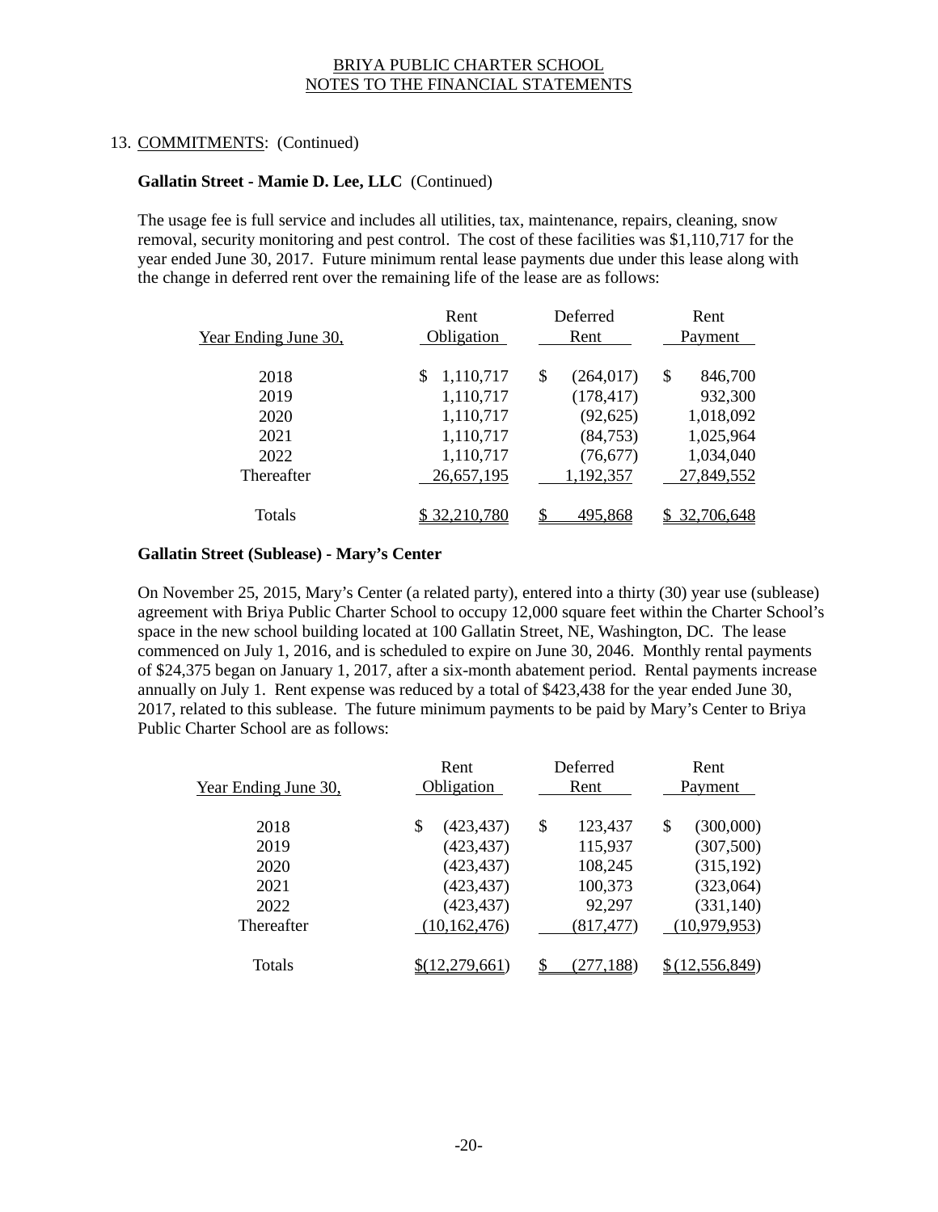BRIYA PUBLIC CHARTER SCHOOL
NOTES TO THE FINANCIAL STATEMENTS

13. COMMITMENTS: (Continued)

**Gallatin Street - Mamie D. Lee, LLC** (Continued)

The usage fee is full service and includes all utilities, tax, maintenance, repairs, cleaning, snow removal, security monitoring and pest control. The cost of these facilities was $1,110,717 for the year ended June 30, 2017. Future minimum rental lease payments due under this lease along with the change in deferred rent over the remaining life of the lease are as follows:

| Year Ending June 30, | Rent Obligation | Deferred Rent | Rent Payment |
|---|---|---|---|
| 2018 | $ 1,110,717 | $ (264,017) | $ 846,700 |
| 2019 | 1,110,717 | (178,417) | 932,300 |
| 2020 | 1,110,717 | (92,625) | 1,018,092 |
| 2021 | 1,110,717 | (84,753) | 1,025,964 |
| 2022 | 1,110,717 | (76,677) | 1,034,040 |
| Thereafter | 26,657,195 | 1,192,357 | 27,849,552 |
| Totals | $ 32,210,780 | $ 495,868 | $ 32,706,648 |

**Gallatin Street (Sublease) - Mary's Center**

On November 25, 2015, Mary's Center (a related party), entered into a thirty (30) year use (sublease) agreement with Briya Public Charter School to occupy 12,000 square feet within the Charter School's space in the new school building located at 100 Gallatin Street, NE, Washington, DC. The lease commenced on July 1, 2016, and is scheduled to expire on June 30, 2046. Monthly rental payments of $24,375 began on January 1, 2017, after a six-month abatement period. Rental payments increase annually on July 1. Rent expense was reduced by a total of $423,438 for the year ended June 30, 2017, related to this sublease. The future minimum payments to be paid by Mary's Center to Briya Public Charter School are as follows:

| Year Ending June 30, | Rent Obligation | Deferred Rent | Rent Payment |
|---|---|---|---|
| 2018 | $ (423,437) | $ 123,437 | $ (300,000) |
| 2019 | (423,437) | 115,937 | (307,500) |
| 2020 | (423,437) | 108,245 | (315,192) |
| 2021 | (423,437) | 100,373 | (323,064) |
| 2022 | (423,437) | 92,297 | (331,140) |
| Thereafter | (10,162,476) | (817,477) | (10,979,953) |
| Totals | $(12,279,661) | $ (277,188) | $ (12,556,849) |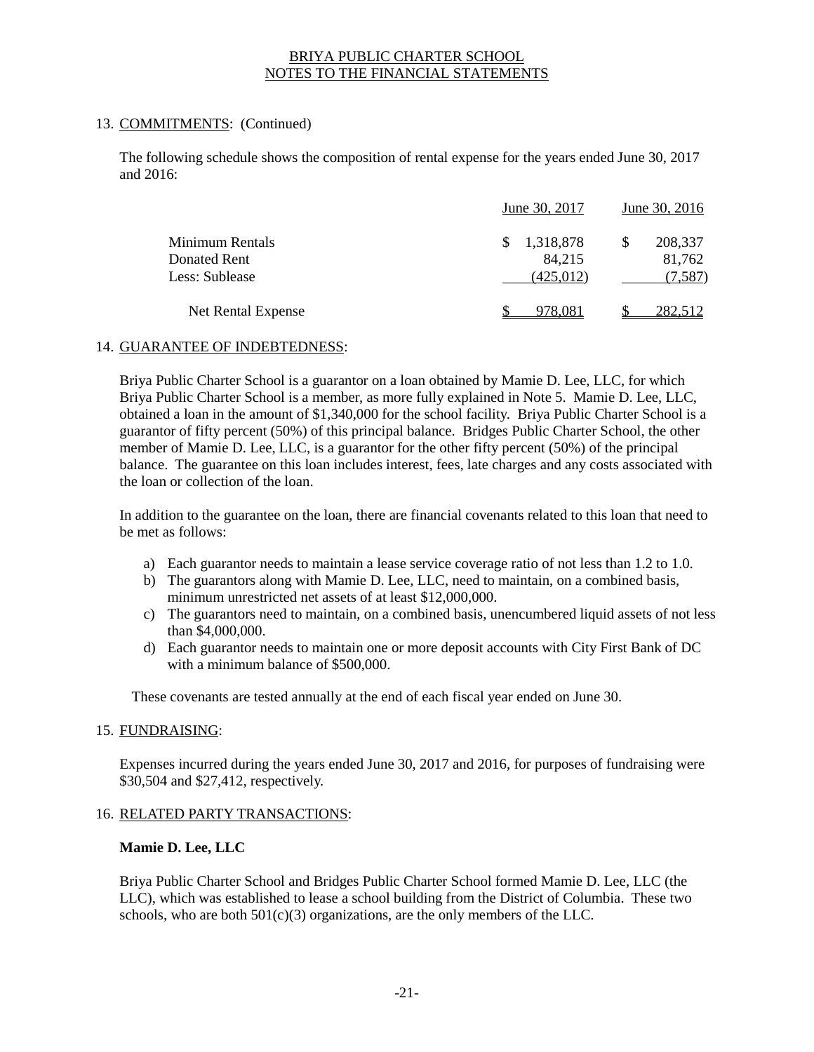# BRIYA PUBLIC CHARTER SCHOOL
## NOTES TO THE FINANCIAL STATEMENTS

13. COMMITMENTS: (Continued)

The following schedule shows the composition of rental expense for the years ended June 30, 2017 and 2016:

| | June 30, 2017 | June 30, 2016 |
|---|---|---|
| Minimum Rentals | $ 1,318,878 | $ 208,337 |
| Donated Rent | 84,215 | 81,762 |
| Less: Sublease | (425,012) | (7,587) |
| Net Rental Expense | $ 978,081 | $ 282,512 |

14. GUARANTEE OF INDEBTEDNESS:

Briya Public Charter School is a guarantor on a loan obtained by Mamie D. Lee, LLC, for which Briya Public Charter School is a member, as more fully explained in Note 5. Mamie D. Lee, LLC, obtained a loan in the amount of $1,340,000 for the school facility. Briya Public Charter School is a guarantor of fifty percent (50%) of this principal balance. Bridges Public Charter School, the other member of Mamie D. Lee, LLC, is a guarantor for the other fifty percent (50%) of the principal balance. The guarantee on this loan includes interest, fees, late charges and any costs associated with the loan or collection of the loan.

In addition to the guarantee on the loan, there are financial covenants related to this loan that need to be met as follows:

a) Each guarantor needs to maintain a lease service coverage ratio of not less than 1.2 to 1.0.
b) The guarantors along with Mamie D. Lee, LLC, need to maintain, on a combined basis, minimum unrestricted net assets of at least $12,000,000.
c) The guarantors need to maintain, on a combined basis, unencumbered liquid assets of not less than $4,000,000.
d) Each guarantor needs to maintain one or more deposit accounts with City First Bank of DC with a minimum balance of $500,000.

These covenants are tested annually at the end of each fiscal year ended on June 30.

15. FUNDRAISING:

Expenses incurred during the years ended June 30, 2017 and 2016, for purposes of fundraising were $30,504 and $27,412, respectively.

16. RELATED PARTY TRANSACTIONS:

**Mamie D. Lee, LLC**

Briya Public Charter School and Bridges Public Charter School formed Mamie D. Lee, LLC (the LLC), which was established to lease a school building from the District of Columbia. These two schools, who are both 501(c)(3) organizations, are the only members of the LLC.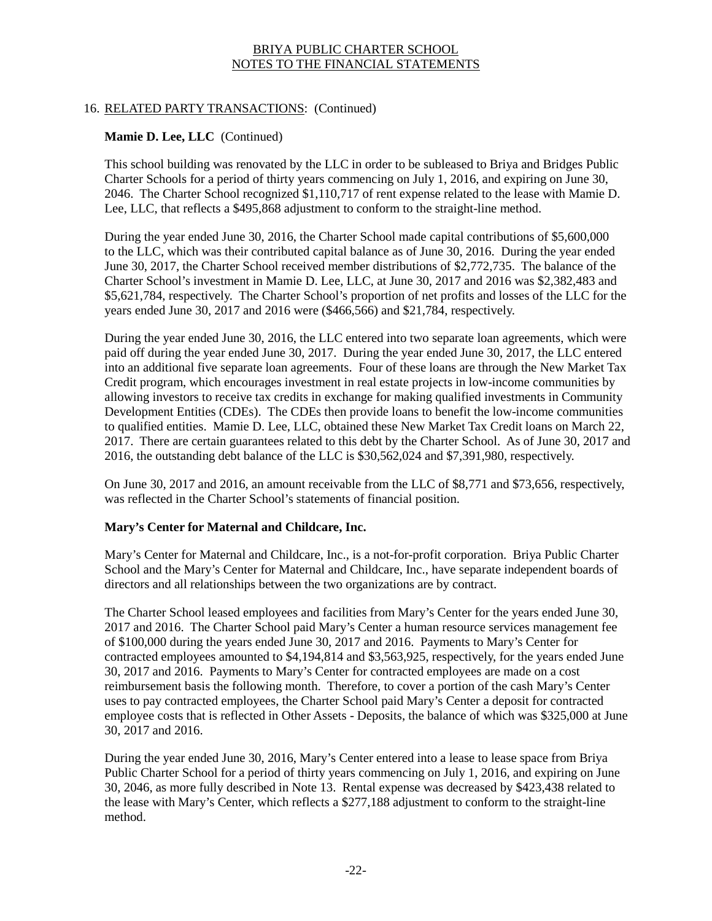## 16. RELATED PARTY TRANSACTIONS: (Continued)

### Mamie D. Lee, LLC (Continued)

This school building was renovated by the LLC in order to be subleased to Briya and Bridges Public Charter Schools for a period of thirty years commencing on July 1, 2016, and expiring on June 30, 2046. The Charter School recognized $1,110,717 of rent expense related to the lease with Mamie D. Lee, LLC, that reflects a $495,868 adjustment to conform to the straight-line method.

During the year ended June 30, 2016, the Charter School made capital contributions of $5,600,000 to the LLC, which was their contributed capital balance as of June 30, 2016. During the year ended June 30, 2017, the Charter School received member distributions of $2,772,735. The balance of the Charter School's investment in Mamie D. Lee, LLC, at June 30, 2017 and 2016 was $2,382,483 and $5,621,784, respectively. The Charter School's proportion of net profits and losses of the LLC for the years ended June 30, 2017 and 2016 were ($466,566) and $21,784, respectively.

During the year ended June 30, 2016, the LLC entered into two separate loan agreements, which were paid off during the year ended June 30, 2017. During the year ended June 30, 2017, the LLC entered into an additional five separate loan agreements. Four of these loans are through the New Market Tax Credit program, which encourages investment in real estate projects in low-income communities by allowing investors to receive tax credits in exchange for making qualified investments in Community Development Entities (CDEs). The CDEs then provide loans to benefit the low-income communities to qualified entities. Mamie D. Lee, LLC, obtained these New Market Tax Credit loans on March 22, 2017. There are certain guarantees related to this debt by the Charter School. As of June 30, 2017 and 2016, the outstanding debt balance of the LLC is $30,562,024 and $7,391,980, respectively.

On June 30, 2017 and 2016, an amount receivable from the LLC of $8,771 and $73,656, respectively, was reflected in the Charter School's statements of financial position.

### Mary's Center for Maternal and Childcare, Inc.

Mary's Center for Maternal and Childcare, Inc., is a not-for-profit corporation. Briya Public Charter School and the Mary's Center for Maternal and Childcare, Inc., have separate independent boards of directors and all relationships between the two organizations are by contract.

The Charter School leased employees and facilities from Mary's Center for the years ended June 30, 2017 and 2016. The Charter School paid Mary's Center a human resource services management fee of $100,000 during the years ended June 30, 2017 and 2016. Payments to Mary's Center for contracted employees amounted to $4,194,814 and $3,563,925, respectively, for the years ended June 30, 2017 and 2016. Payments to Mary's Center for contracted employees are made on a cost reimbursement basis the following month. Therefore, to cover a portion of the cash Mary's Center uses to pay contracted employees, the Charter School paid Mary's Center a deposit for contracted employee costs that is reflected in Other Assets - Deposits, the balance of which was $325,000 at June 30, 2017 and 2016.

During the year ended June 30, 2016, Mary's Center entered into a lease to lease space from Briya Public Charter School for a period of thirty years commencing on July 1, 2016, and expiring on June 30, 2046, as more fully described in Note 13. Rental expense was decreased by $423,438 related to the lease with Mary's Center, which reflects a $277,188 adjustment to conform to the straight-line method.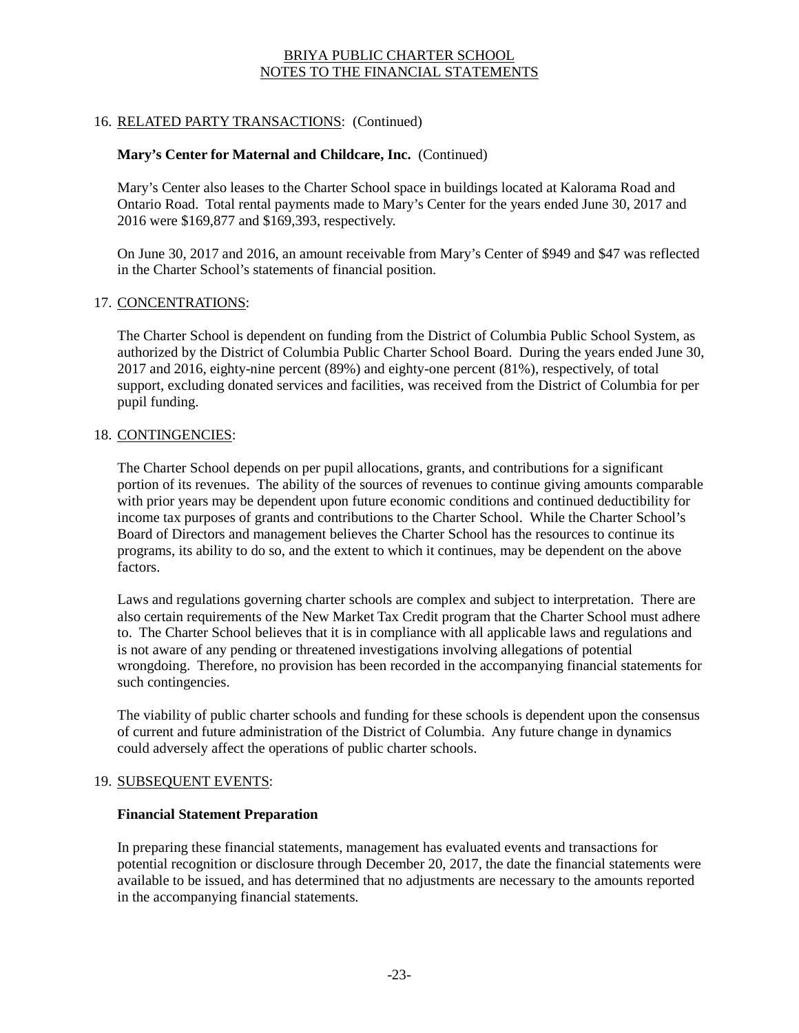## 16. RELATED PARTY TRANSACTIONS: (Continued)

**Mary's Center for Maternal and Childcare, Inc.** (Continued)

Mary's Center also leases to the Charter School space in buildings located at Kalorama Road and Ontario Road. Total rental payments made to Mary's Center for the years ended June 30, 2017 and 2016 were $169,877 and $169,393, respectively.

On June 30, 2017 and 2016, an amount receivable from Mary's Center of $949 and $47 was reflected in the Charter School's statements of financial position.

## 17. CONCENTRATIONS:

The Charter School is dependent on funding from the District of Columbia Public School System, as authorized by the District of Columbia Public Charter School Board. During the years ended June 30, 2017 and 2016, eighty-nine percent (89%) and eighty-one percent (81%), respectively, of total support, excluding donated services and facilities, was received from the District of Columbia for per pupil funding.

## 18. CONTINGENCIES:

The Charter School depends on per pupil allocations, grants, and contributions for a significant portion of its revenues. The ability of the sources of revenues to continue giving amounts comparable with prior years may be dependent upon future economic conditions and continued deductibility for income tax purposes of grants and contributions to the Charter School. While the Charter School's Board of Directors and management believes the Charter School has the resources to continue its programs, its ability to do so, and the extent to which it continues, may be dependent on the above factors.

Laws and regulations governing charter schools are complex and subject to interpretation. There are also certain requirements of the New Market Tax Credit program that the Charter School must adhere to. The Charter School believes that it is in compliance with all applicable laws and regulations and is not aware of any pending or threatened investigations involving allegations of potential wrongdoing. Therefore, no provision has been recorded in the accompanying financial statements for such contingencies.

The viability of public charter schools and funding for these schools is dependent upon the consensus of current and future administration of the District of Columbia. Any future change in dynamics could adversely affect the operations of public charter schools.

## 19. SUBSEQUENT EVENTS:

**Financial Statement Preparation**

In preparing these financial statements, management has evaluated events and transactions for potential recognition or disclosure through December 20, 2017, the date the financial statements were available to be issued, and has determined that no adjustments are necessary to the amounts reported in the accompanying financial statements.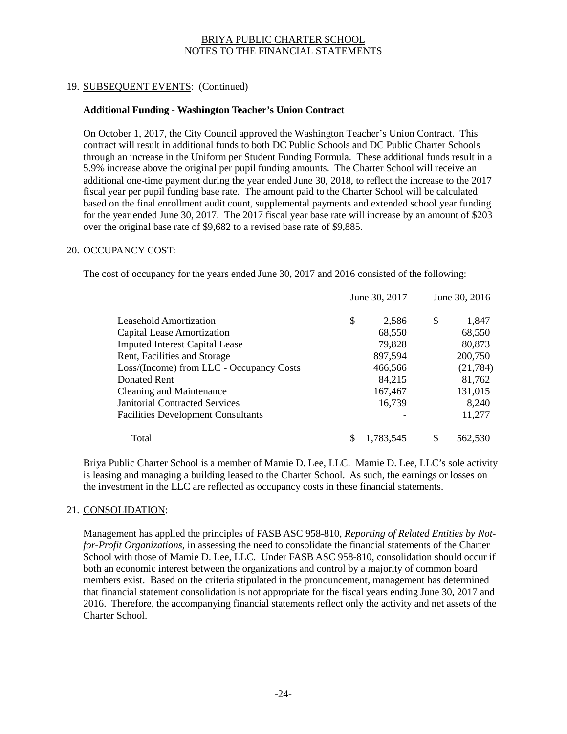## 19. SUBSEQUENT EVENTS: (Continued)

### Additional Funding - Washington Teacher's Union Contract

On October 1, 2017, the City Council approved the Washington Teacher's Union Contract. This contract will result in additional funds to both DC Public Schools and DC Public Charter Schools through an increase in the Uniform per Student Funding Formula. These additional funds result in a 5.9% increase above the original per pupil funding amounts. The Charter School will receive an additional one-time payment during the year ended June 30, 2018, to reflect the increase to the 2017 fiscal year per pupil funding base rate. The amount paid to the Charter School will be calculated based on the final enrollment audit count, supplemental payments and extended school year funding for the year ended June 30, 2017. The 2017 fiscal year base rate will increase by an amount of $203 over the original base rate of $9,682 to a revised base rate of $9,885.

## 20. OCCUPANCY COST:

The cost of occupancy for the years ended June 30, 2017 and 2016 consisted of the following:

| | June 30, 2017 | June 30, 2016 |
|---|---|---|
| Leasehold Amortization | $ 2,586 | $ 1,847 |
| Capital Lease Amortization | 68,550 | 68,550 |
| Imputed Interest Capital Lease | 79,828 | 80,873 |
| Rent, Facilities and Storage | 897,594 | 200,750 |
| Loss/(Income) from LLC - Occupancy Costs | 466,566 | (21,784) |
| Donated Rent | 84,215 | 81,762 |
| Cleaning and Maintenance | 167,467 | 131,015 |
| Janitorial Contracted Services | 16,739 | 8,240 |
| Facilities Development Consultants | - | 11,277 |
| Total | $ 1,783,545 | $ 562,530 |

Briya Public Charter School is a member of Mamie D. Lee, LLC. Mamie D. Lee, LLC's sole activity is leasing and managing a building leased to the Charter School. As such, the earnings or losses on the investment in the LLC are reflected as occupancy costs in these financial statements.

## 21. CONSOLIDATION:

Management has applied the principles of FASB ASC 958-810, *Reporting of Related Entities by Not-for-Profit Organizations*, in assessing the need to consolidate the financial statements of the Charter School with those of Mamie D. Lee, LLC. Under FASB ASC 958-810, consolidation should occur if both an economic interest between the organizations and control by a majority of common board members exist. Based on the criteria stipulated in the pronouncement, management has determined that financial statement consolidation is not appropriate for the fiscal years ending June 30, 2017 and 2016. Therefore, the accompanying financial statements reflect only the activity and net assets of the Charter School.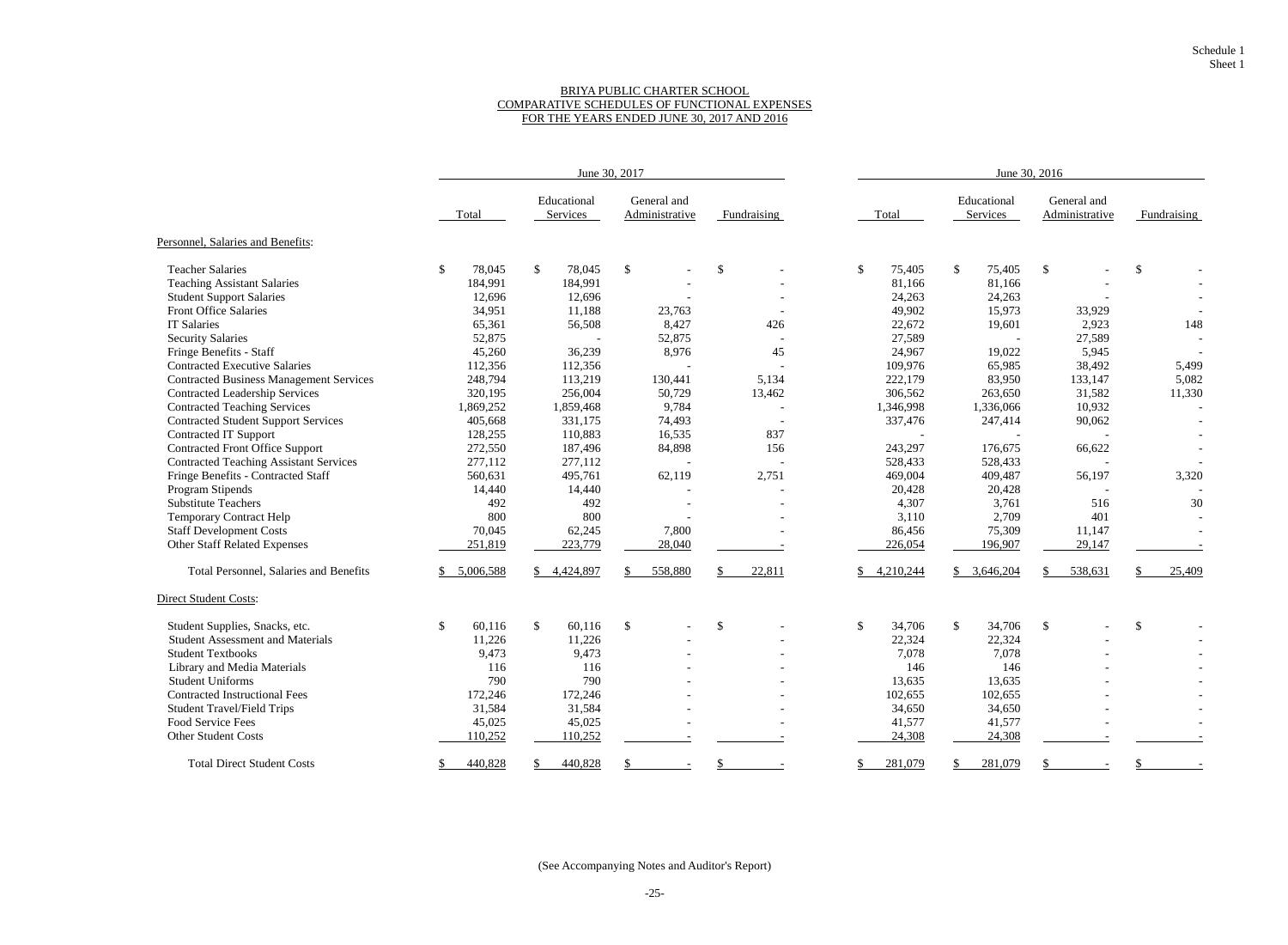Schedule 1
Sheet 1

# BRIYA PUBLIC CHARTER SCHOOL
## COMPARATIVE SCHEDULES OF FUNCTIONAL EXPENSES
## FOR THE YEARS ENDED JUNE 30, 2017 AND 2016

| | June 30, 2017 | | | | June 30, 2016 | | | |
|---|---|---|---|---|---|---|---|---|
| | Total | Educational Services | General and Administrative | Fundraising | Total | Educational Services | General and Administrative | Fundraising |
| **Personnel, Salaries and Benefits:** | | | | | | | | |
| Teacher Salaries | $ 78,045 | $ 78,045 | $ - | $ - | $ 75,405 | $ 75,405 | $ - | $ - |
| Teaching Assistant Salaries | 184,991 | 184,991 | - | - | 81,166 | 81,166 | - | - |
| Student Support Salaries | 12,696 | 12,696 | - | - | 24,263 | 24,263 | - | - |
| Front Office Salaries | 34,951 | 11,188 | 23,763 | - | 49,902 | 15,973 | 33,929 | - |
| IT Salaries | 65,361 | 56,508 | 8,427 | 426 | 22,672 | 19,601 | 2,923 | 148 |
| Security Salaries | 52,875 | - | 52,875 | - | 27,589 | - | 27,589 | - |
| Fringe Benefits - Staff | 45,260 | 36,239 | 8,976 | 45 | 24,967 | 19,022 | 5,945 | - |
| Contracted Executive Salaries | 112,356 | 112,356 | - | - | 109,976 | 65,985 | 38,492 | 5,499 |
| Contracted Business Management Services | 248,794 | 113,219 | 130,441 | 5,134 | 222,179 | 83,950 | 133,147 | 5,082 |
| Contracted Leadership Services | 320,195 | 256,004 | 50,729 | 13,462 | 306,562 | 263,650 | 31,582 | 11,330 |
| Contracted Teaching Services | 1,869,252 | 1,859,468 | 9,784 | - | 1,346,998 | 1,336,066 | 10,932 | - |
| Contracted Student Support Services | 405,668 | 331,175 | 74,493 | - | 337,476 | 247,414 | 90,062 | - |
| Contracted IT Support | 128,255 | 110,883 | 16,535 | 837 | - | - | - | - |
| Contracted Front Office Support | 272,550 | 187,496 | 84,898 | 156 | 243,297 | 176,675 | 66,622 | - |
| Contracted Teaching Assistant Services | 277,112 | 277,112 | - | - | 528,433 | 528,433 | - | - |
| Fringe Benefits - Contracted Staff | 560,631 | 495,761 | 62,119 | 2,751 | 469,004 | 409,487 | 56,197 | 3,320 |
| Program Stipends | 14,440 | 14,440 | - | - | 20,428 | 20,428 | - | - |
| Substitute Teachers | 492 | 492 | - | - | 4,307 | 3,761 | 516 | 30 |
| Temporary Contract Help | 800 | 800 | - | - | 3,110 | 2,709 | 401 | - |
| Staff Development Costs | 70,045 | 62,245 | 7,800 | - | 86,456 | 75,309 | 11,147 | - |
| Other Staff Related Expenses | 251,819 | 223,779 | 28,040 | - | 226,054 | 196,907 | 29,147 | - |
| Total Personnel, Salaries and Benefits | $ 5,006,588 | $ 4,424,897 | $ 558,880 | $ 22,811 | $ 4,210,244 | $ 3,646,204 | $ 538,631 | $ 25,409 |
| **Direct Student Costs:** | | | | | | | | |
| Student Supplies, Snacks, etc. | $ 60,116 | $ 60,116 | $ - | $ - | $ 34,706 | $ 34,706 | $ - | $ - |
| Student Assessment and Materials | 11,226 | 11,226 | - | - | 22,324 | 22,324 | - | - |
| Student Textbooks | 9,473 | 9,473 | - | - | 7,078 | 7,078 | - | - |
| Library and Media Materials | 116 | 116 | - | - | 146 | 146 | - | - |
| Student Uniforms | 790 | 790 | - | - | 13,635 | 13,635 | - | - |
| Contracted Instructional Fees | 172,246 | 172,246 | - | - | 102,655 | 102,655 | - | - |
| Student Travel/Field Trips | 31,584 | 31,584 | - | - | 34,650 | 34,650 | - | - |
| Food Service Fees | 45,025 | 45,025 | - | - | 41,577 | 41,577 | - | - |
| Other Student Costs | 110,252 | 110,252 | - | - | 24,308 | 24,308 | - | - |
| Total Direct Student Costs | $ 440,828 | $ 440,828 | $ - | $ - | $ 281,079 | $ 281,079 | $ - | $ - |

(See Accompanying Notes and Auditor's Report)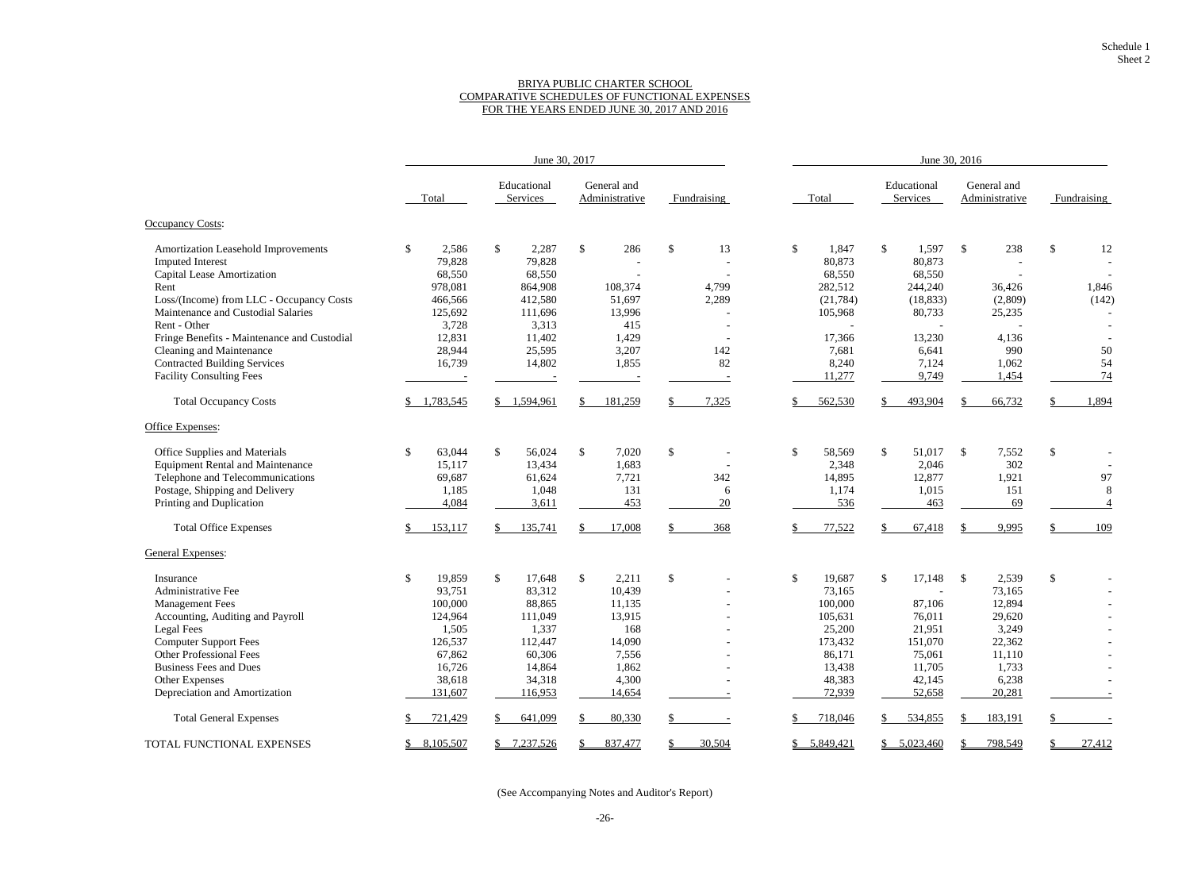Schedule 1
Sheet 2

# BRIYA PUBLIC CHARTER SCHOOL
## COMPARATIVE SCHEDULES OF FUNCTIONAL EXPENSES
## FOR THE YEARS ENDED JUNE 30, 2017 AND 2016

| | June 30, 2017 | | | | June 30, 2016 | | | |
|---|---|---|---|---|---|---|---|---|
| | Total | Educational Services | General and Administrative | Fundraising | Total | Educational Services | General and Administrative | Fundraising |
| **Occupancy Costs:** | | | | | | | | |
| Amortization Leasehold Improvements | $ 2,586 | $ 2,287 | $ 286 | $ 13 | $ 1,847 | $ 1,597 | $ 238 | $ 12 |
| Imputed Interest | 79,828 | 79,828 | - | - | 80,873 | 80,873 | - | - |
| Capital Lease Amortization | 68,550 | 68,550 | - | - | 68,550 | 68,550 | - | - |
| Rent | 978,081 | 864,908 | 108,374 | 4,799 | 282,512 | 244,240 | 36,426 | 1,846 |
| Loss/(Income) from LLC - Occupancy Costs | 466,566 | 412,580 | 51,697 | 2,289 | (21,784) | (18,833) | (2,809) | (142) |
| Maintenance and Custodial Salaries | 125,692 | 111,696 | 13,996 | - | 105,968 | 80,733 | 25,235 | - |
| Rent - Other | 3,728 | 3,313 | 415 | - | - | - | - | - |
| Fringe Benefits - Maintenance and Custodial | 12,831 | 11,402 | 1,429 | - | 17,366 | 13,230 | 4,136 | - |
| Cleaning and Maintenance | 28,944 | 25,595 | 3,207 | 142 | 7,681 | 6,641 | 990 | 50 |
| Contracted Building Services | 16,739 | 14,802 | 1,855 | 82 | 8,240 | 7,124 | 1,062 | 54 |
| Facility Consulting Fees | - | - | - | - | 11,277 | 9,749 | 1,454 | 74 |
| Total Occupancy Costs | $ 1,783,545 | $ 1,594,961 | $ 181,259 | $ 7,325 | $ 562,530 | $ 493,904 | $ 66,732 | $ 1,894 |
| **Office Expenses:** | | | | | | | | |
| Office Supplies and Materials | $ 63,044 | $ 56,024 | $ 7,020 | $ - | $ 58,569 | $ 51,017 | $ 7,552 | $ - |
| Equipment Rental and Maintenance | 15,117 | 13,434 | 1,683 | - | 2,348 | 2,046 | 302 | - |
| Telephone and Telecommunications | 69,687 | 61,624 | 7,721 | 342 | 14,895 | 12,877 | 1,921 | 97 |
| Postage, Shipping and Delivery | 1,185 | 1,048 | 131 | 6 | 1,174 | 1,015 | 151 | 8 |
| Printing and Duplication | 4,084 | 3,611 | 453 | 20 | 536 | 463 | 69 | 4 |
| Total Office Expenses | $ 153,117 | $ 135,741 | $ 17,008 | $ 368 | $ 77,522 | $ 67,418 | $ 9,995 | $ 109 |
| **General Expenses:** | | | | | | | | |
| Insurance | $ 19,859 | $ 17,648 | $ 2,211 | $ - | $ 19,687 | $ 17,148 | $ 2,539 | $ - |
| Administrative Fee | 93,751 | 83,312 | 10,439 | - | 73,165 | - | 73,165 | - |
| Management Fees | 100,000 | 88,865 | 11,135 | - | 100,000 | 87,106 | 12,894 | - |
| Accounting, Auditing and Payroll | 124,964 | 111,049 | 13,915 | - | 105,631 | 76,011 | 29,620 | - |
| Legal Fees | 1,505 | 1,337 | 168 | - | 25,200 | 21,951 | 3,249 | - |
| Computer Support Fees | 126,537 | 112,447 | 14,090 | - | 173,432 | 151,070 | 22,362 | - |
| Other Professional Fees | 67,862 | 60,306 | 7,556 | - | 86,171 | 75,061 | 11,110 | - |
| Business Fees and Dues | 16,726 | 14,864 | 1,862 | - | 13,438 | 11,705 | 1,733 | - |
| Other Expenses | 38,618 | 34,318 | 4,300 | - | 48,383 | 42,145 | 6,238 | - |
| Depreciation and Amortization | 131,607 | 116,953 | 14,654 | - | 72,939 | 52,658 | 20,281 | - |
| Total General Expenses | $ 721,429 | $ 641,099 | $ 80,330 | $ - | $ 718,046 | $ 534,855 | $ 183,191 | $ - |
| TOTAL FUNCTIONAL EXPENSES | $ 8,105,507 | $ 7,237,526 | $ 837,477 | $ 30,504 | $ 5,849,421 | $ 5,023,460 | $ 798,549 | $ 27,412 |

(See Accompanying Notes and Auditor's Report)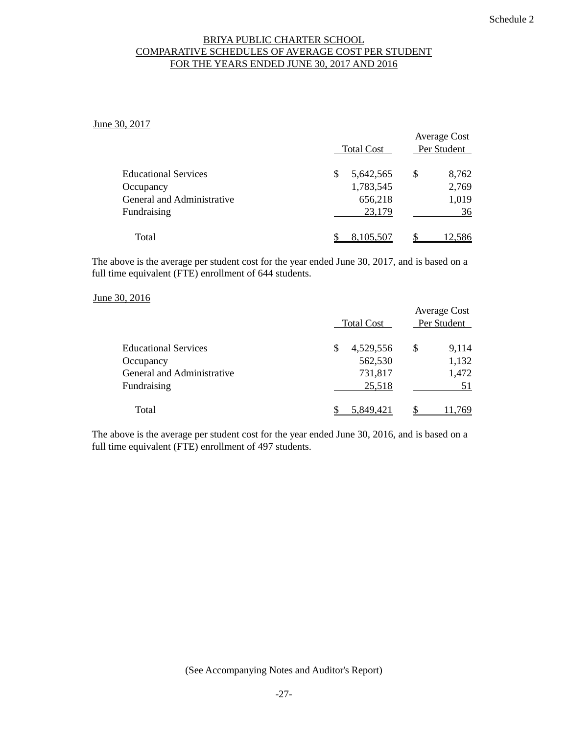Schedule 2

# BRIYA PUBLIC CHARTER SCHOOL
## COMPARATIVE SCHEDULES OF AVERAGE COST PER STUDENT
## FOR THE YEARS ENDED JUNE 30, 2017 AND 2016

June 30, 2017

| | Total Cost | Average Cost Per Student |
|---|---|---|
| Educational Services | $ 5,642,565 | $ 8,762 |
| Occupancy | 1,783,545 | 2,769 |
| General and Administrative | 656,218 | 1,019 |
| Fundraising | 23,179 | 36 |
| Total | $ 8,105,507 | $ 12,586 |

The above is the average per student cost for the year ended June 30, 2017, and is based on a full time equivalent (FTE) enrollment of 644 students.

June 30, 2016

| | Total Cost | Average Cost Per Student |
|---|---|---|
| Educational Services | $ 4,529,556 | $ 9,114 |
| Occupancy | 562,530 | 1,132 |
| General and Administrative | 731,817 | 1,472 |
| Fundraising | 25,518 | 51 |
| Total | $ 5,849,421 | $ 11,769 |

The above is the average per student cost for the year ended June 30, 2016, and is based on a full time equivalent (FTE) enrollment of 497 students.

(See Accompanying Notes and Auditor's Report)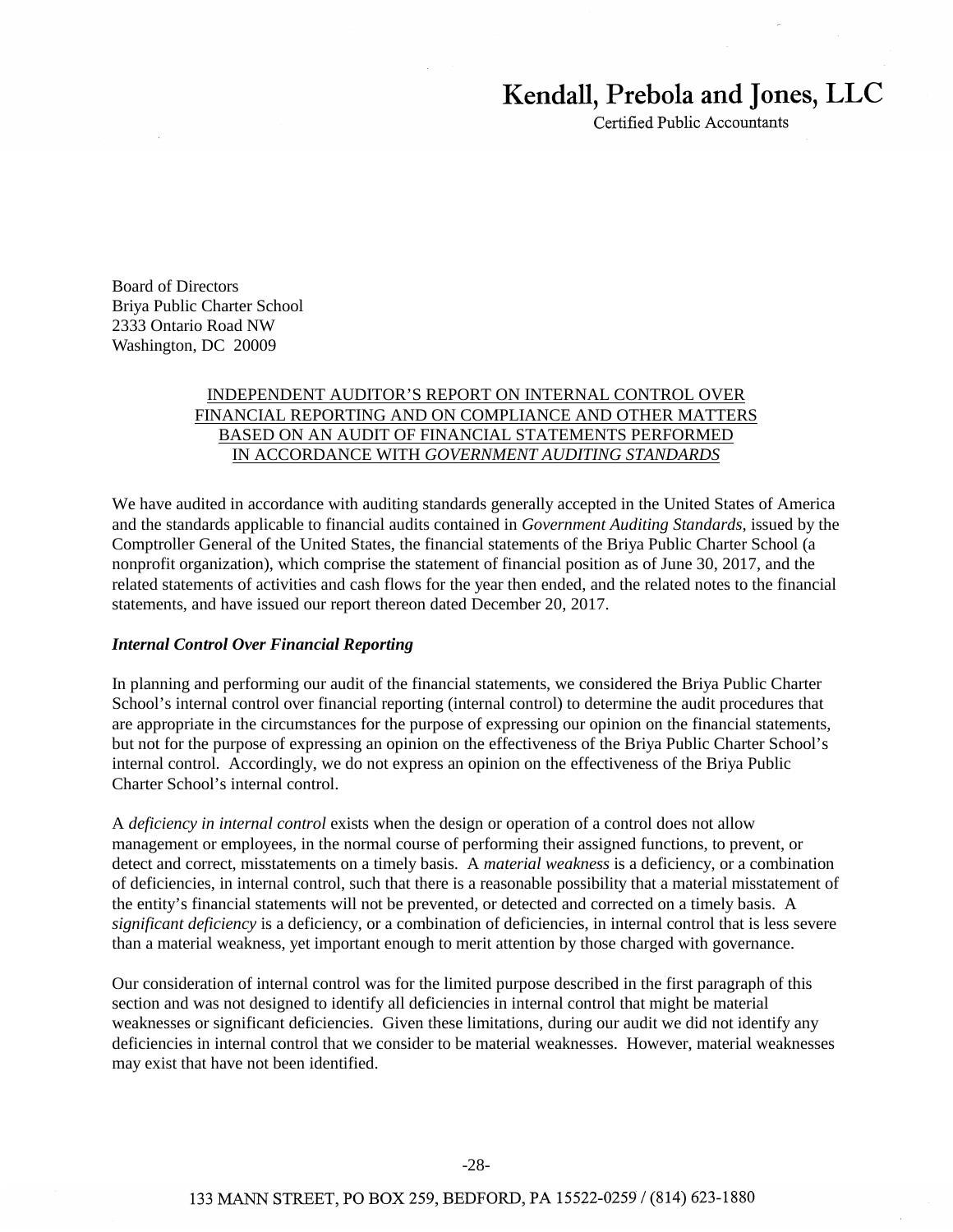# Kendall, Prebola and Jones, LLC

Certified Public Accountants

Board of Directors
Briya Public Charter School
2333 Ontario Road NW
Washington, DC 20009

## INDEPENDENT AUDITOR'S REPORT ON INTERNAL CONTROL OVER FINANCIAL REPORTING AND ON COMPLIANCE AND OTHER MATTERS BASED ON AN AUDIT OF FINANCIAL STATEMENTS PERFORMED IN ACCORDANCE WITH *GOVERNMENT AUDITING STANDARDS*

We have audited in accordance with auditing standards generally accepted in the United States of America and the standards applicable to financial audits contained in *Government Auditing Standards*, issued by the Comptroller General of the United States, the financial statements of the Briya Public Charter School (a nonprofit organization), which comprise the statement of financial position as of June 30, 2017, and the related statements of activities and cash flows for the year then ended, and the related notes to the financial statements, and have issued our report thereon dated December 20, 2017.

### *Internal Control Over Financial Reporting*

In planning and performing our audit of the financial statements, we considered the Briya Public Charter School's internal control over financial reporting (internal control) to determine the audit procedures that are appropriate in the circumstances for the purpose of expressing our opinion on the financial statements, but not for the purpose of expressing an opinion on the effectiveness of the Briya Public Charter School's internal control. Accordingly, we do not express an opinion on the effectiveness of the Briya Public Charter School's internal control.

A *deficiency in internal control* exists when the design or operation of a control does not allow management or employees, in the normal course of performing their assigned functions, to prevent, or detect and correct, misstatements on a timely basis. A *material weakness* is a deficiency, or a combination of deficiencies, in internal control, such that there is a reasonable possibility that a material misstatement of the entity's financial statements will not be prevented, or detected and corrected on a timely basis. A *significant deficiency* is a deficiency, or a combination of deficiencies, in internal control that is less severe than a material weakness, yet important enough to merit attention by those charged with governance.

Our consideration of internal control was for the limited purpose described in the first paragraph of this section and was not designed to identify all deficiencies in internal control that might be material weaknesses or significant deficiencies. Given these limitations, during our audit we did not identify any deficiencies in internal control that we consider to be material weaknesses. However, material weaknesses may exist that have not been identified.

133 MANN STREET, PO BOX 259, BEDFORD, PA 15522-0259 / (814) 623-1880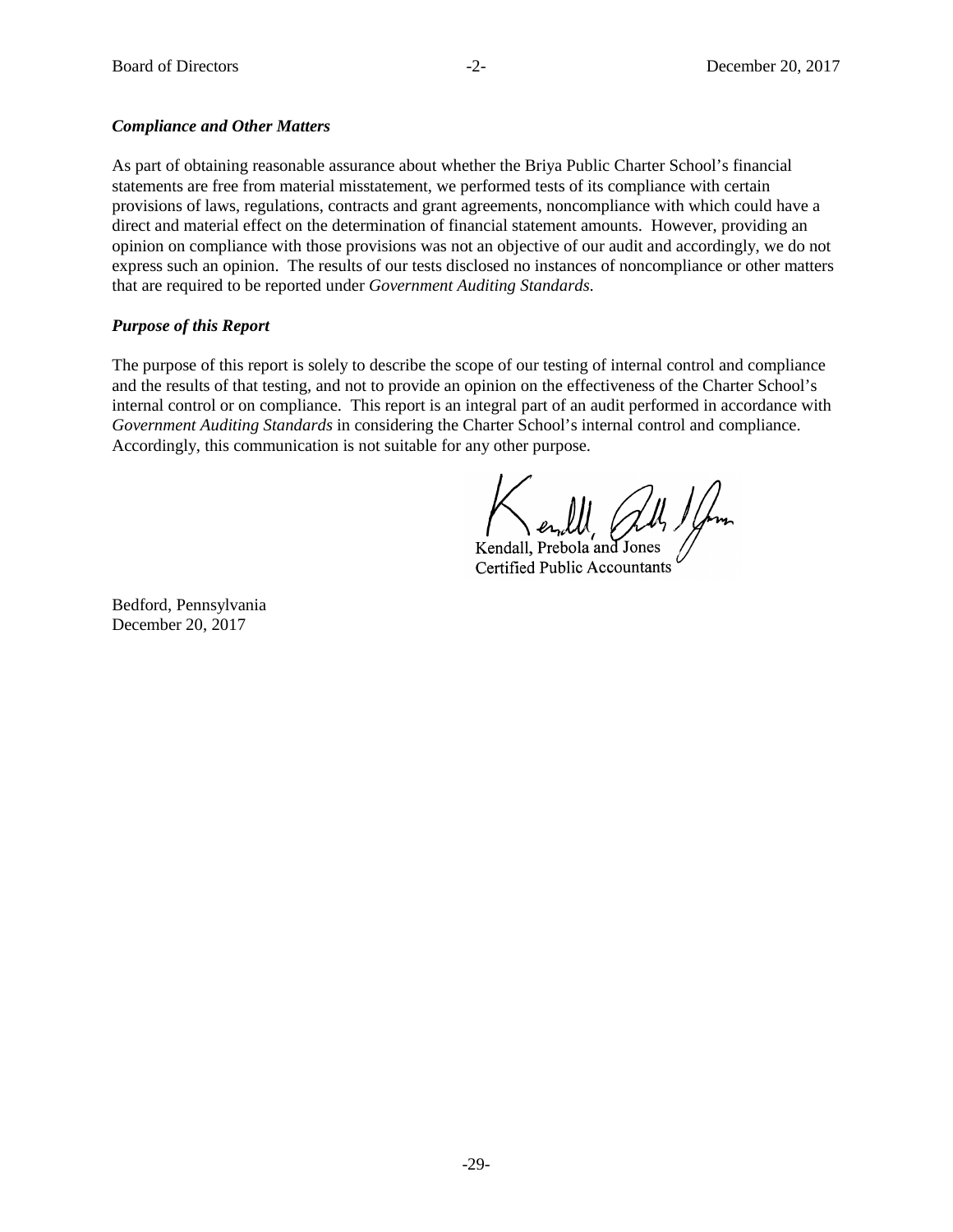### *Compliance and Other Matters*

As part of obtaining reasonable assurance about whether the Briya Public Charter School's financial statements are free from material misstatement, we performed tests of its compliance with certain provisions of laws, regulations, contracts and grant agreements, noncompliance with which could have a direct and material effect on the determination of financial statement amounts. However, providing an opinion on compliance with those provisions was not an objective of our audit and accordingly, we do not express such an opinion. The results of our tests disclosed no instances of noncompliance or other matters that are required to be reported under *Government Auditing Standards.*

### *Purpose of this Report*

The purpose of this report is solely to describe the scope of our testing of internal control and compliance and the results of that testing, and not to provide an opinion on the effectiveness of the Charter School's internal control or on compliance. This report is an integral part of an audit performed in accordance with *Government Auditing Standards* in considering the Charter School's internal control and compliance. Accordingly, this communication is not suitable for any other purpose.

Kendall, Prebola and Jones
Certified Public Accountants

Bedford, Pennsylvania
December 20, 2017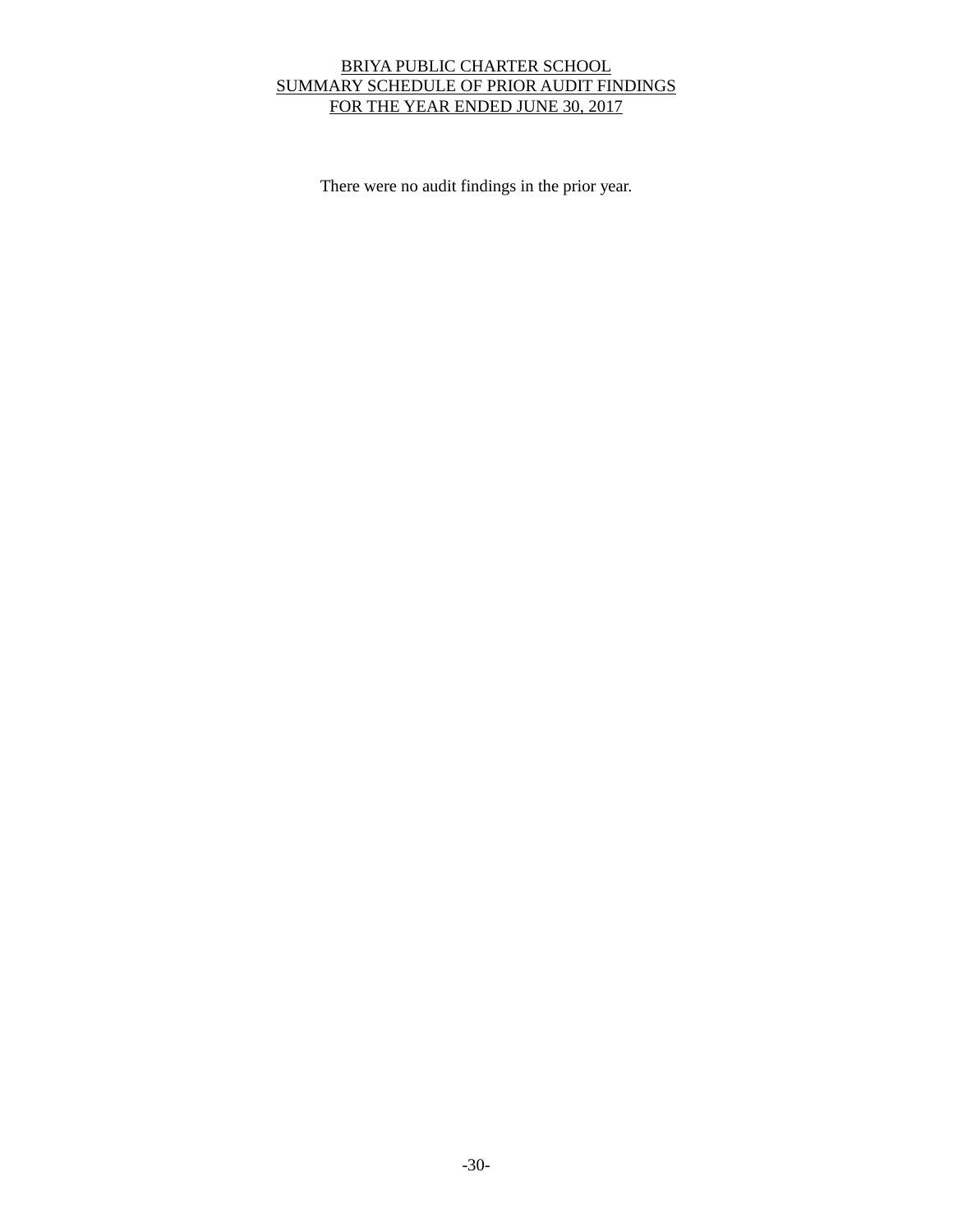# BRIYA PUBLIC CHARTER SCHOOL
## SUMMARY SCHEDULE OF PRIOR AUDIT FINDINGS
### FOR THE YEAR ENDED JUNE 30, 2017

There were no audit findings in the prior year.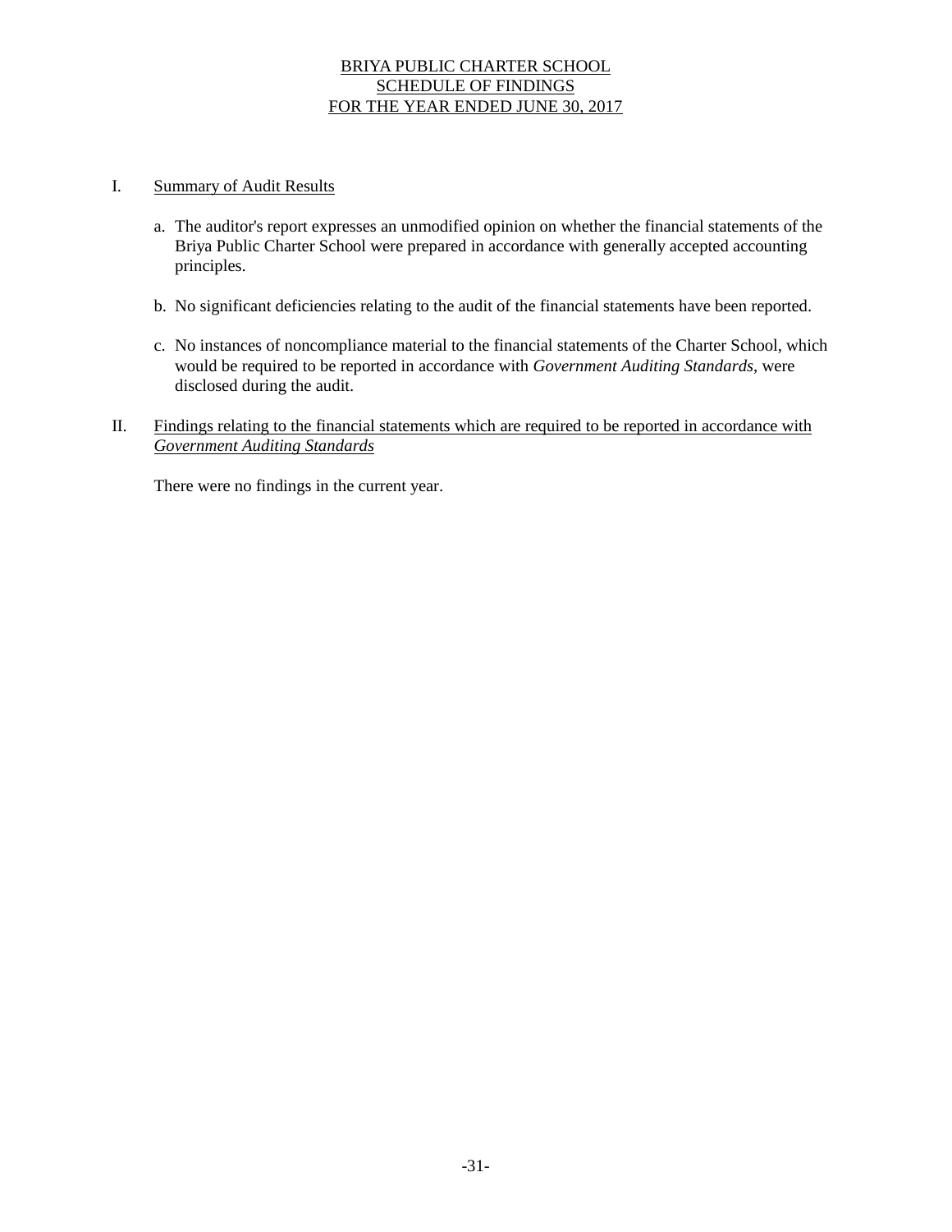# BRIYA PUBLIC CHARTER SCHOOL
## SCHEDULE OF FINDINGS
## FOR THE YEAR ENDED JUNE 30, 2017

I. Summary of Audit Results

a. The auditor's report expresses an unmodified opinion on whether the financial statements of the Briya Public Charter School were prepared in accordance with generally accepted accounting principles.

b. No significant deficiencies relating to the audit of the financial statements have been reported.

c. No instances of noncompliance material to the financial statements of the Charter School, which would be required to be reported in accordance with *Government Auditing Standards*, were disclosed during the audit.

II. Findings relating to the financial statements which are required to be reported in accordance with *Government Auditing Standards*

There were no findings in the current year.